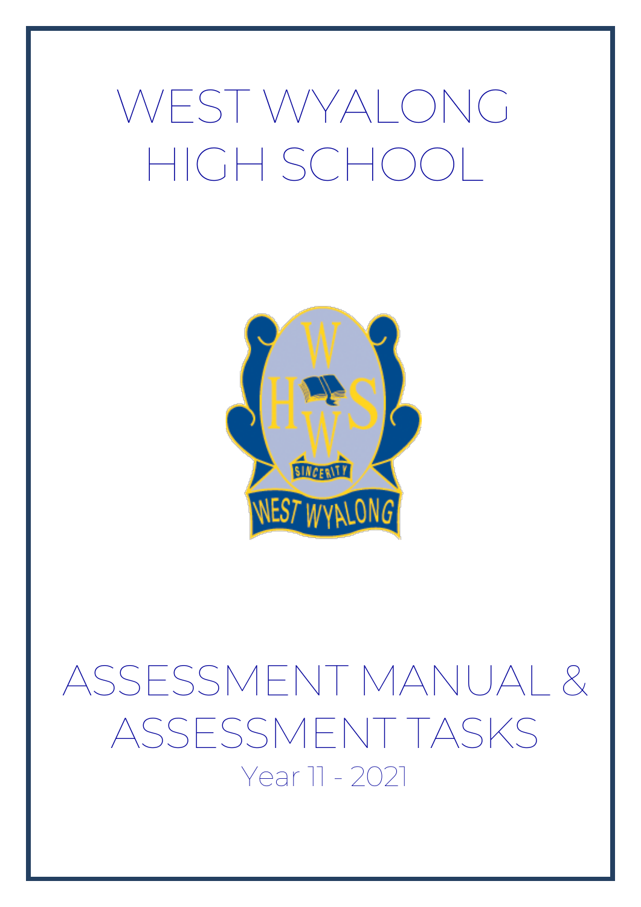# WEST WYALONG HIGH SCHOOL

# ASSESSMENT MANUAL & ASSESSMENT TASKS

## Year 11 - 2021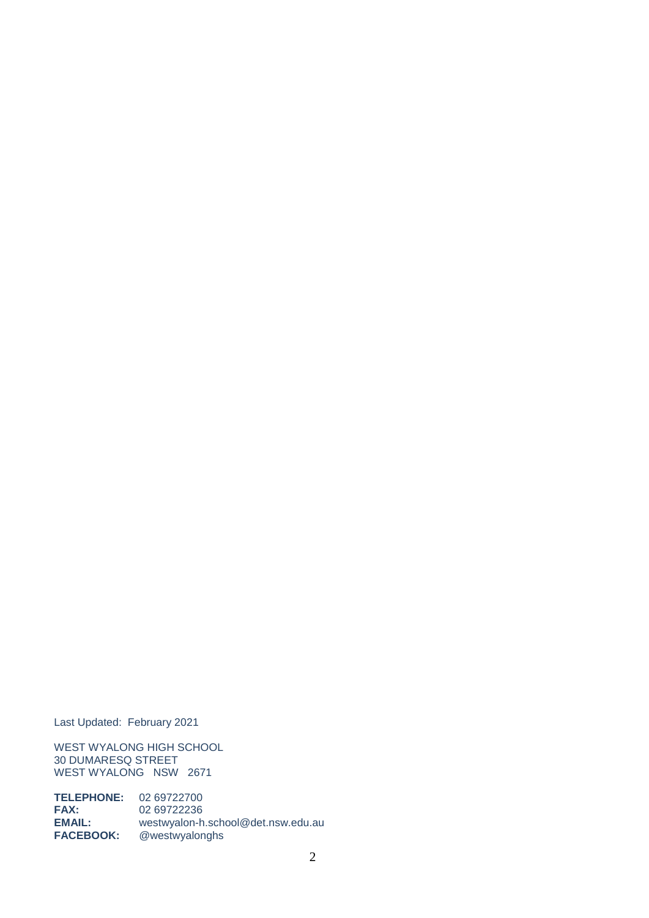Last Updated: February 2021

WEST WYALONG HIGH SCHOOL
30 DUMARESQ STREET
WEST WYALONG NSW 2671

**TELEPHONE:** 02 69722700
**FAX:** 02 69722236
**EMAIL:** westwyalon-h.school@det.nsw.edu.au
**FACEBOOK:** @westwyalonghs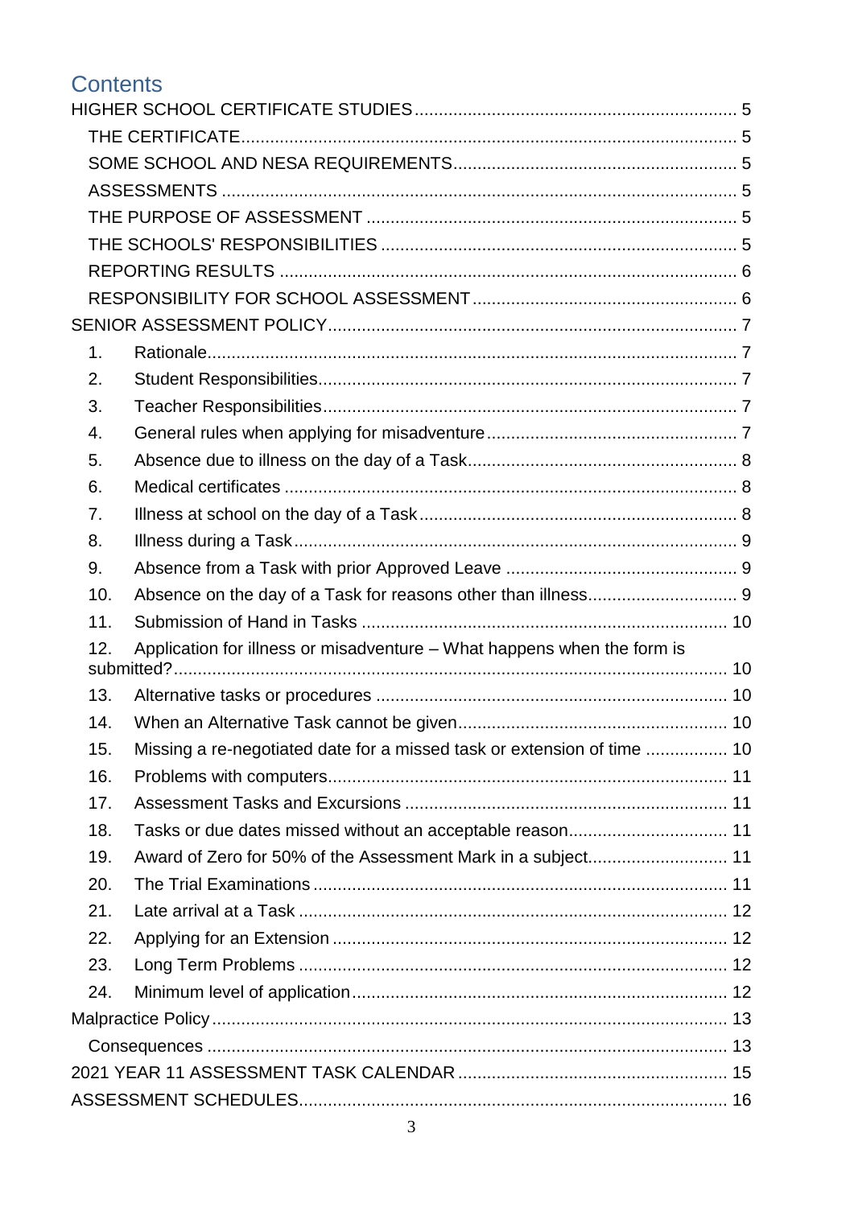# Contents

HIGHER SCHOOL CERTIFICATE STUDIES ... 5

- THE CERTIFICATE ... 5
- SOME SCHOOL AND NESA REQUIREMENTS ... 5
- ASSESSMENTS ... 5
- THE PURPOSE OF ASSESSMENT ... 5
- THE SCHOOLS' RESPONSIBILITIES ... 5
- REPORTING RESULTS ... 6
- RESPONSIBILITY FOR SCHOOL ASSESSMENT ... 6

SENIOR ASSESSMENT POLICY ... 7

1. Rationale ... 7
2. Student Responsibilities ... 7
3. Teacher Responsibilities ... 7
4. General rules when applying for misadventure ... 7
5. Absence due to illness on the day of a Task ... 8
6. Medical certificates ... 8
7. Illness at school on the day of a Task ... 8
8. Illness during a Task ... 9
9. Absence from a Task with prior Approved Leave ... 9
10. Absence on the day of a Task for reasons other than illness ... 9
11. Submission of Hand in Tasks ... 10
12. Application for illness or misadventure – What happens when the form is submitted? ... 10
13. Alternative tasks or procedures ... 10
14. When an Alternative Task cannot be given ... 10
15. Missing a re-negotiated date for a missed task or extension of time ... 10
16. Problems with computers ... 11
17. Assessment Tasks and Excursions ... 11
18. Tasks or due dates missed without an acceptable reason ... 11
19. Award of Zero for 50% of the Assessment Mark in a subject ... 11
20. The Trial Examinations ... 11
21. Late arrival at a Task ... 12
22. Applying for an Extension ... 12
23. Long Term Problems ... 12
24. Minimum level of application ... 12

Malpractice Policy ... 13

- Consequences ... 13

2021 YEAR 11 ASSESSMENT TASK CALENDAR ... 15

ASSESSMENT SCHEDULES ... 16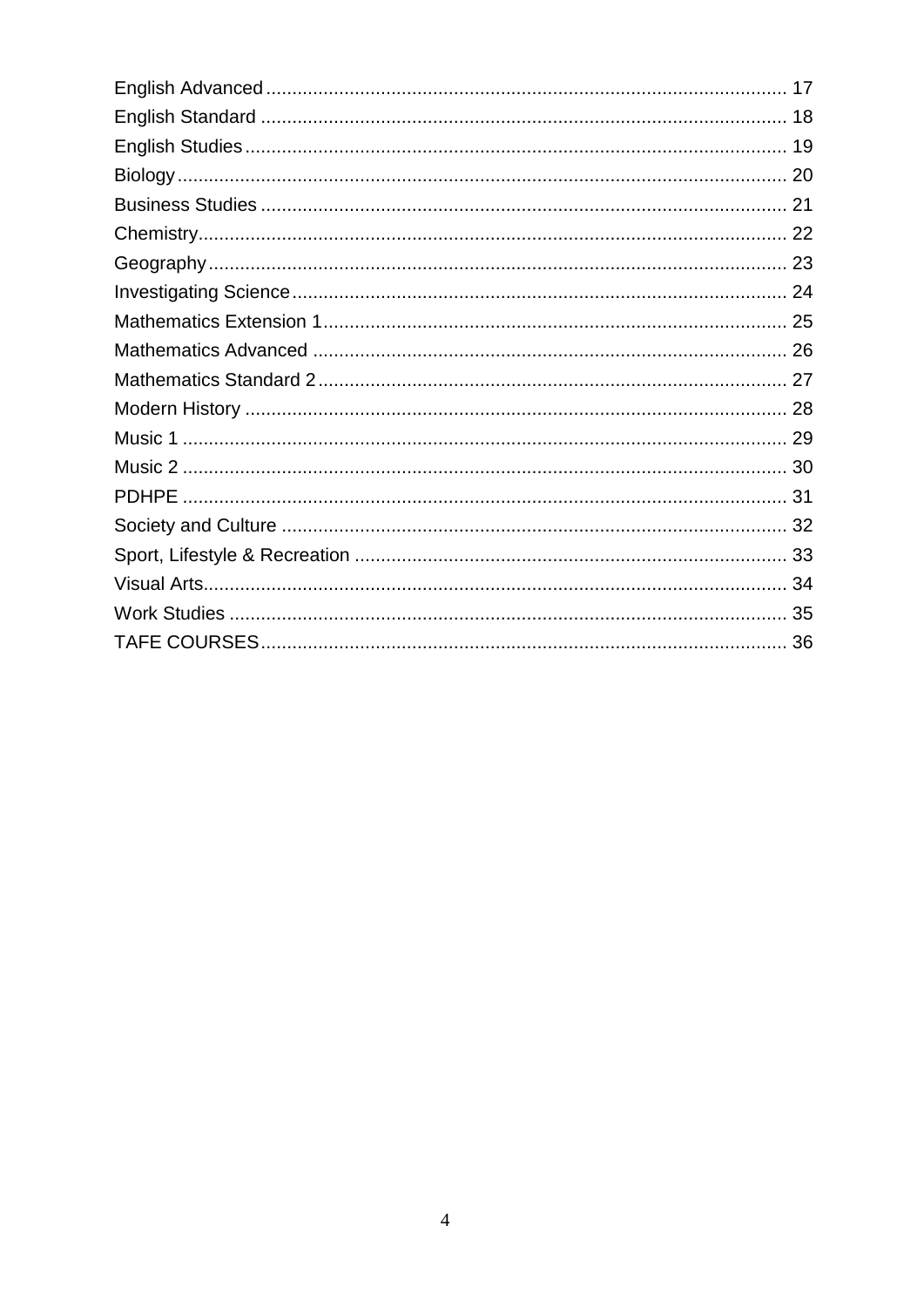English Advanced .................................................................................................. 17
English Standard ................................................................................................... 18
English Studies ...................................................................................................... 19
Biology ................................................................................................................... 20
Business Studies ................................................................................................... 21
Chemistry ............................................................................................................... 22
Geography ............................................................................................................. 23
Investigating Science ............................................................................................. 24
Mathematics Extension 1 ....................................................................................... 25
Mathematics Advanced ......................................................................................... 26
Mathematics Standard 2 ........................................................................................ 27
Modern History ...................................................................................................... 28
Music 1 .................................................................................................................. 29
Music 2 .................................................................................................................. 30
PDHPE .................................................................................................................. 31
Society and Culture ............................................................................................... 32
Sport, Lifestyle & Recreation ................................................................................. 33
Visual Arts ............................................................................................................. 34
Work Studies ......................................................................................................... 35
TAFE COURSES ................................................................................................... 36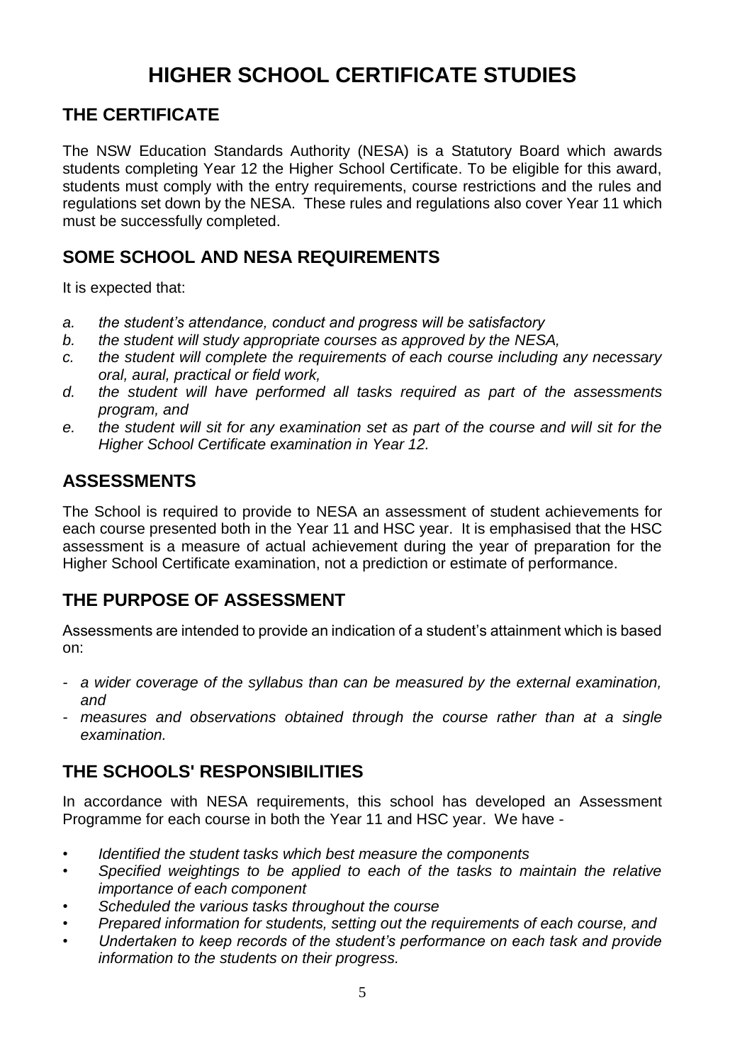# HIGHER SCHOOL CERTIFICATE STUDIES

## THE CERTIFICATE

The NSW Education Standards Authority (NESA) is a Statutory Board which awards students completing Year 12 the Higher School Certificate. To be eligible for this award, students must comply with the entry requirements, course restrictions and the rules and regulations set down by the NESA. These rules and regulations also cover Year 11 which must be successfully completed.

## SOME SCHOOL AND NESA REQUIREMENTS

It is expected that:

a. *the student's attendance, conduct and progress will be satisfactory*
b. *the student will study appropriate courses as approved by the NESA,*
c. *the student will complete the requirements of each course including any necessary oral, aural, practical or field work,*
d. *the student will have performed all tasks required as part of the assessments program, and*
e. *the student will sit for any examination set as part of the course and will sit for the Higher School Certificate examination in Year 12.*

## ASSESSMENTS

The School is required to provide to NESA an assessment of student achievements for each course presented both in the Year 11 and HSC year. It is emphasised that the HSC assessment is a measure of actual achievement during the year of preparation for the Higher School Certificate examination, not a prediction or estimate of performance.

## THE PURPOSE OF ASSESSMENT

Assessments are intended to provide an indication of a student's attainment which is based on:

- *a wider coverage of the syllabus than can be measured by the external examination, and*
- *measures and observations obtained through the course rather than at a single examination.*

## THE SCHOOLS' RESPONSIBILITIES

In accordance with NESA requirements, this school has developed an Assessment Programme for each course in both the Year 11 and HSC year. We have -

- *Identified the student tasks which best measure the components*
- *Specified weightings to be applied to each of the tasks to maintain the relative importance of each component*
- *Scheduled the various tasks throughout the course*
- *Prepared information for students, setting out the requirements of each course, and*
- *Undertaken to keep records of the student's performance on each task and provide information to the students on their progress.*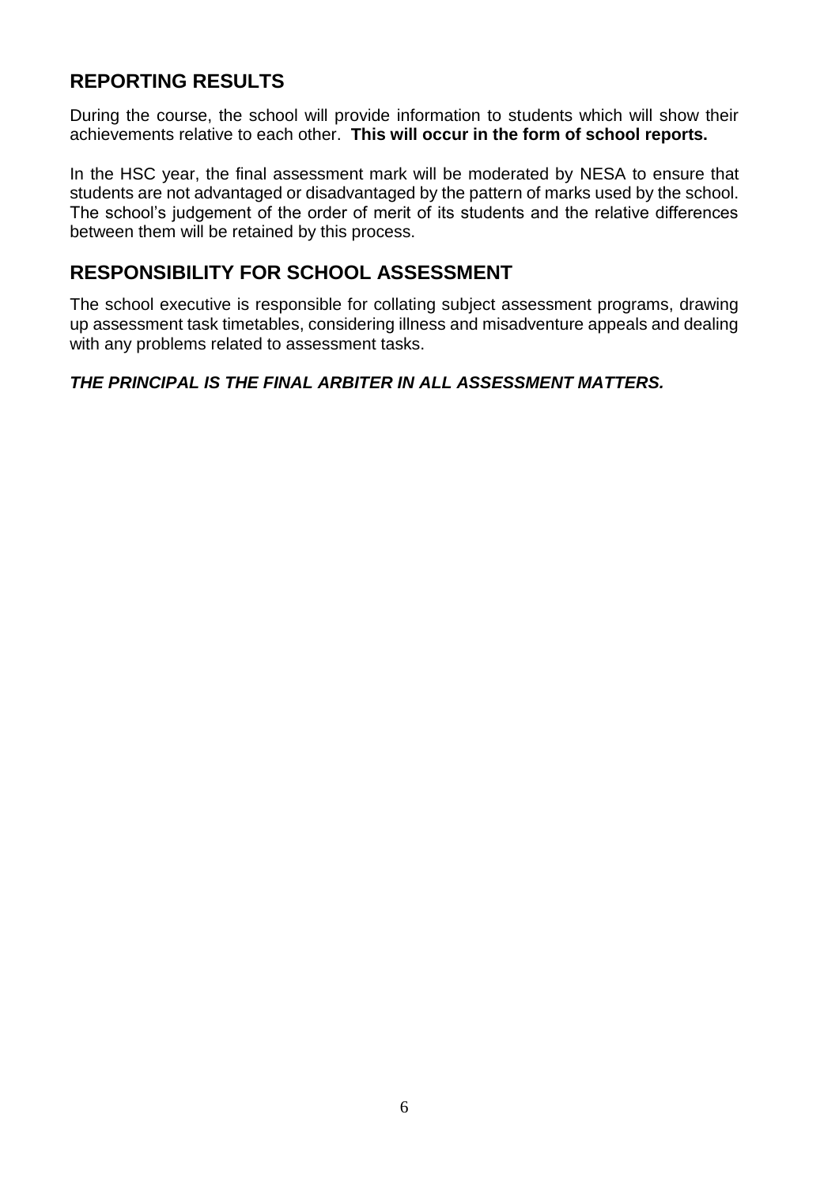## REPORTING RESULTS

During the course, the school will provide information to students which will show their achievements relative to each other. **This will occur in the form of school reports.**

In the HSC year, the final assessment mark will be moderated by NESA to ensure that students are not advantaged or disadvantaged by the pattern of marks used by the school. The school's judgement of the order of merit of its students and the relative differences between them will be retained by this process.

## RESPONSIBILITY FOR SCHOOL ASSESSMENT

The school executive is responsible for collating subject assessment programs, drawing up assessment task timetables, considering illness and misadventure appeals and dealing with any problems related to assessment tasks.

***THE PRINCIPAL IS THE FINAL ARBITER IN ALL ASSESSMENT MATTERS.***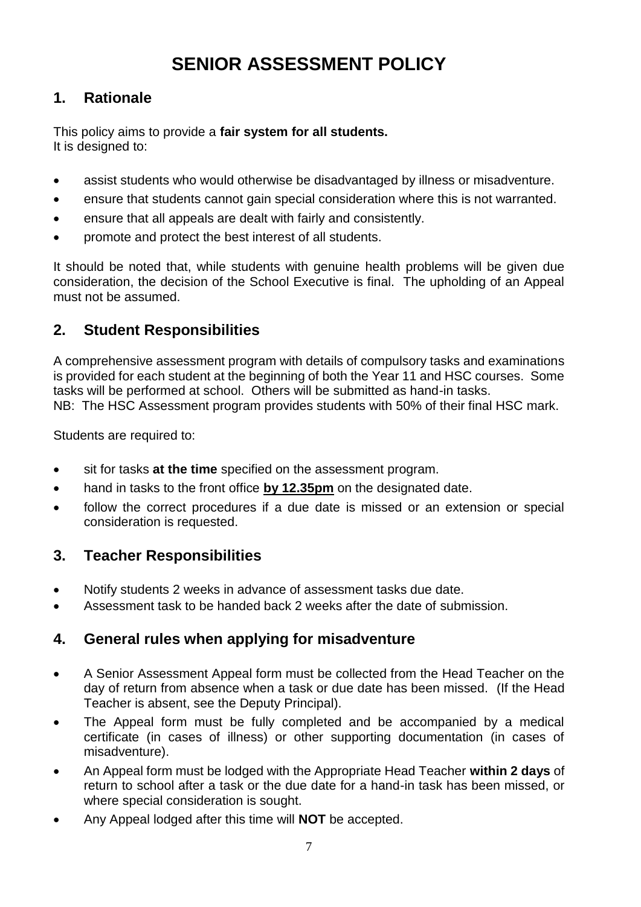# SENIOR ASSESSMENT POLICY

## 1. Rationale

This policy aims to provide a **fair system for all students.**
It is designed to:

- assist students who would otherwise be disadvantaged by illness or misadventure.
- ensure that students cannot gain special consideration where this is not warranted.
- ensure that all appeals are dealt with fairly and consistently.
- promote and protect the best interest of all students.

It should be noted that, while students with genuine health problems will be given due consideration, the decision of the School Executive is final. The upholding of an Appeal must not be assumed.

## 2. Student Responsibilities

A comprehensive assessment program with details of compulsory tasks and examinations is provided for each student at the beginning of both the Year 11 and HSC courses. Some tasks will be performed at school. Others will be submitted as hand-in tasks.
NB: The HSC Assessment program provides students with 50% of their final HSC mark.

Students are required to:

- sit for tasks **at the time** specified on the assessment program.
- hand in tasks to the front office **<u>by 12.35pm</u>** on the designated date.
- follow the correct procedures if a due date is missed or an extension or special consideration is requested.

## 3. Teacher Responsibilities

- Notify students 2 weeks in advance of assessment tasks due date.
- Assessment task to be handed back 2 weeks after the date of submission.

## 4. General rules when applying for misadventure

- A Senior Assessment Appeal form must be collected from the Head Teacher on the day of return from absence when a task or due date has been missed. (If the Head Teacher is absent, see the Deputy Principal).
- The Appeal form must be fully completed and be accompanied by a medical certificate (in cases of illness) or other supporting documentation (in cases of misadventure).
- An Appeal form must be lodged with the Appropriate Head Teacher **within 2 days** of return to school after a task or the due date for a hand-in task has been missed, or where special consideration is sought.
- Any Appeal lodged after this time will **NOT** be accepted.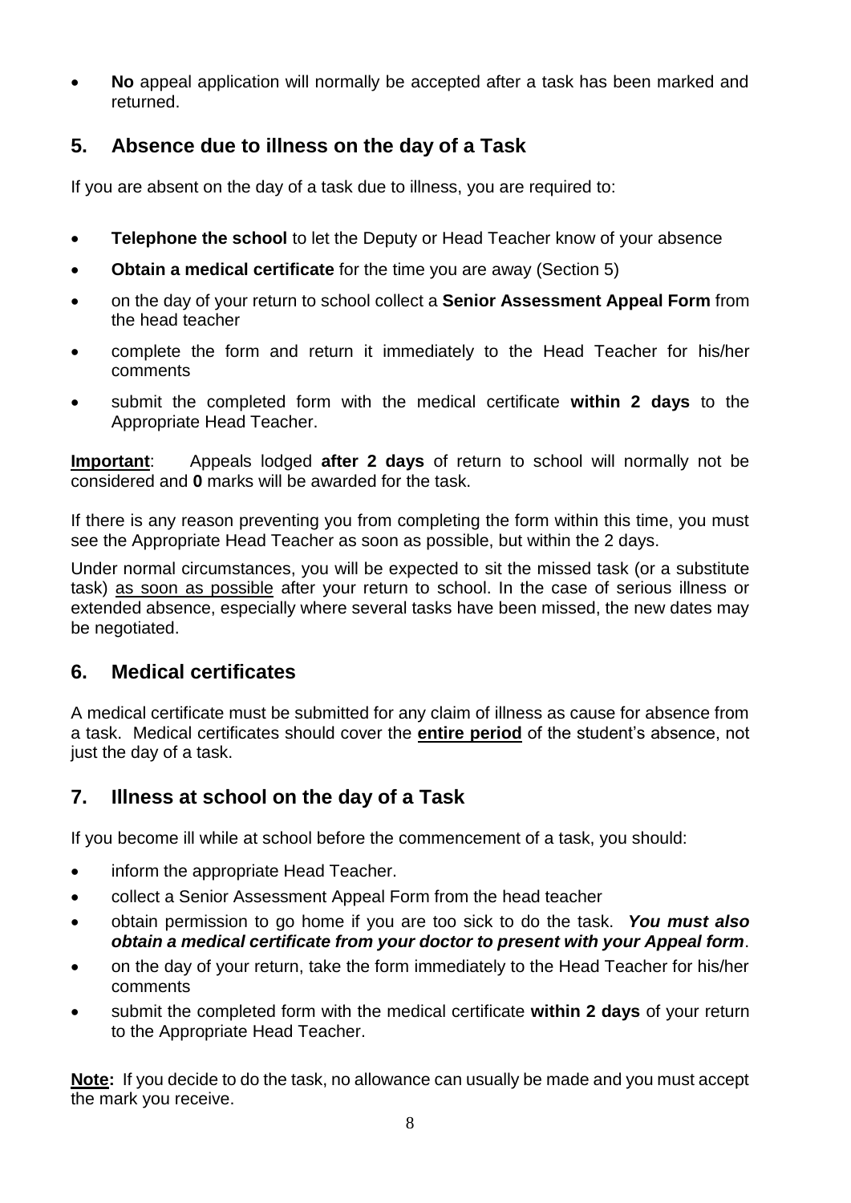- **No** appeal application will normally be accepted after a task has been marked and returned.

## 5. Absence due to illness on the day of a Task

If you are absent on the day of a task due to illness, you are required to:

- **Telephone the school** to let the Deputy or Head Teacher know of your absence
- **Obtain a medical certificate** for the time you are away (Section 5)
- on the day of your return to school collect a **Senior Assessment Appeal Form** from the head teacher
- complete the form and return it immediately to the Head Teacher for his/her comments
- submit the completed form with the medical certificate **within 2 days** to the Appropriate Head Teacher.

**<u>Important</u>**: Appeals lodged **after 2 days** of return to school will normally not be considered and **0** marks will be awarded for the task.

If there is any reason preventing you from completing the form within this time, you must see the Appropriate Head Teacher as soon as possible, but within the 2 days.

Under normal circumstances, you will be expected to sit the missed task (or a substitute task) <u>as soon as possible</u> after your return to school. In the case of serious illness or extended absence, especially where several tasks have been missed, the new dates may be negotiated.

## 6. Medical certificates

A medical certificate must be submitted for any claim of illness as cause for absence from a task. Medical certificates should cover the **<u>entire period</u>** of the student's absence, not just the day of a task.

## 7. Illness at school on the day of a Task

If you become ill while at school before the commencement of a task, you should:

- inform the appropriate Head Teacher.
- collect a Senior Assessment Appeal Form from the head teacher
- obtain permission to go home if you are too sick to do the task. ***You must also obtain a medical certificate from your doctor to present with your Appeal form***.
- on the day of your return, take the form immediately to the Head Teacher for his/her comments
- submit the completed form with the medical certificate **within 2 days** of your return to the Appropriate Head Teacher.

**<u>Note</u>:** If you decide to do the task, no allowance can usually be made and you must accept the mark you receive.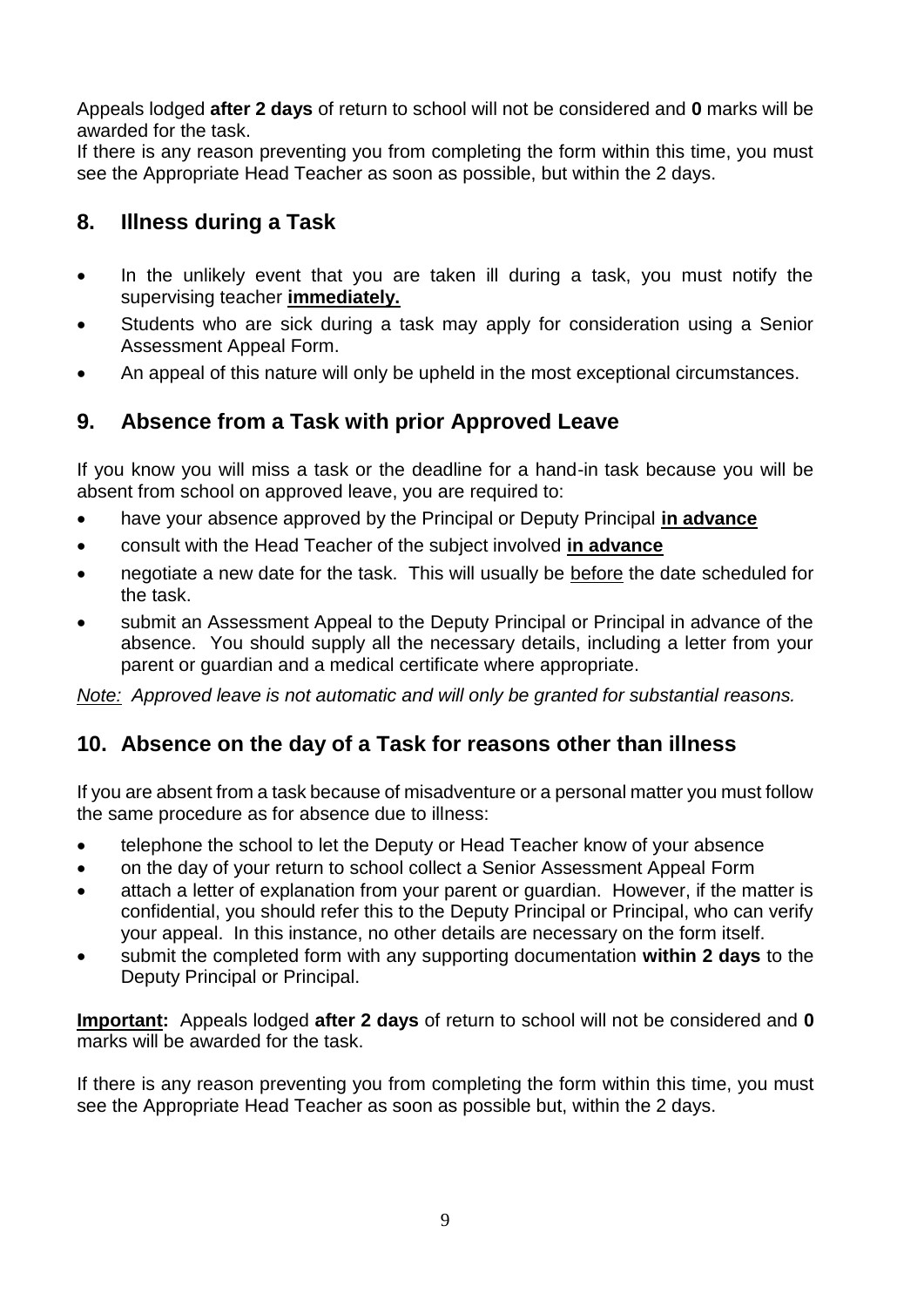Appeals lodged **after 2 days** of return to school will not be considered and **0** marks will be awarded for the task.

If there is any reason preventing you from completing the form within this time, you must see the Appropriate Head Teacher as soon as possible, but within the 2 days.

## 8. Illness during a Task

- In the unlikely event that you are taken ill during a task, you must notify the supervising teacher **immediately.**
- Students who are sick during a task may apply for consideration using a Senior Assessment Appeal Form.
- An appeal of this nature will only be upheld in the most exceptional circumstances.

## 9. Absence from a Task with prior Approved Leave

If you know you will miss a task or the deadline for a hand-in task because you will be absent from school on approved leave, you are required to:

- have your absence approved by the Principal or Deputy Principal **in advance**
- consult with the Head Teacher of the subject involved **in advance**
- negotiate a new date for the task. This will usually be before the date scheduled for the task.
- submit an Assessment Appeal to the Deputy Principal or Principal in advance of the absence. You should supply all the necessary details, including a letter from your parent or guardian and a medical certificate where appropriate.

*Note: Approved leave is not automatic and will only be granted for substantial reasons.*

## 10. Absence on the day of a Task for reasons other than illness

If you are absent from a task because of misadventure or a personal matter you must follow the same procedure as for absence due to illness:

- telephone the school to let the Deputy or Head Teacher know of your absence
- on the day of your return to school collect a Senior Assessment Appeal Form
- attach a letter of explanation from your parent or guardian. However, if the matter is confidential, you should refer this to the Deputy Principal or Principal, who can verify your appeal. In this instance, no other details are necessary on the form itself.
- submit the completed form with any supporting documentation **within 2 days** to the Deputy Principal or Principal.

**Important:** Appeals lodged **after 2 days** of return to school will not be considered and **0** marks will be awarded for the task.

If there is any reason preventing you from completing the form within this time, you must see the Appropriate Head Teacher as soon as possible but, within the 2 days.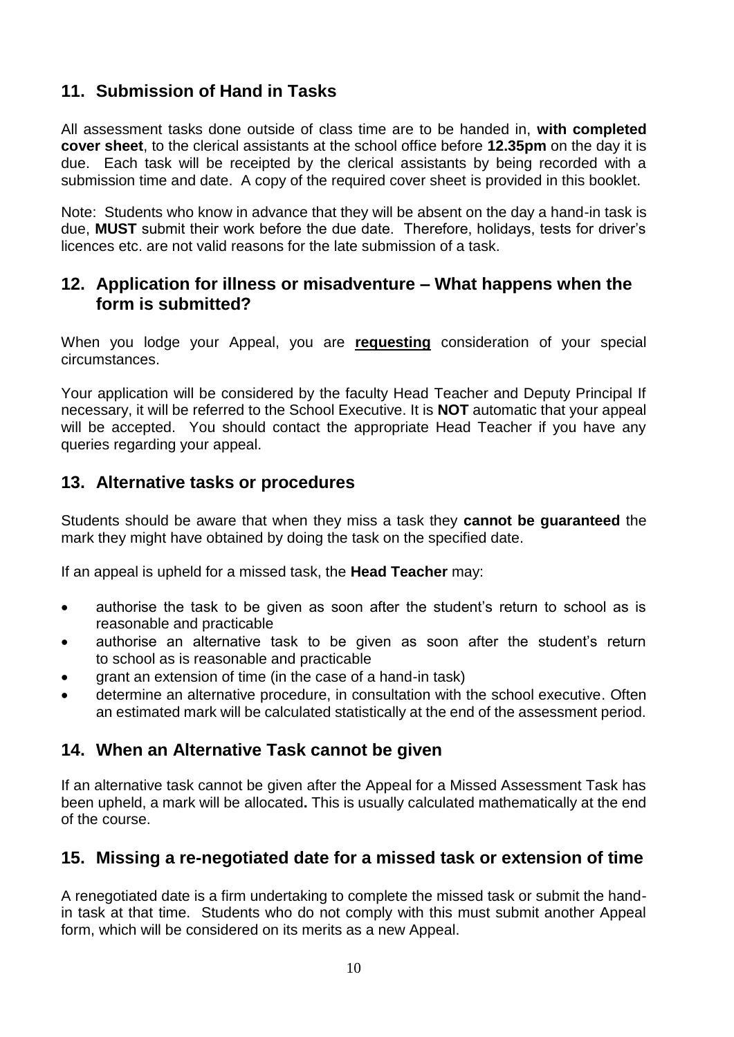## 11. Submission of Hand in Tasks

All assessment tasks done outside of class time are to be handed in, **with completed cover sheet**, to the clerical assistants at the school office before **12.35pm** on the day it is due. Each task will be receipted by the clerical assistants by being recorded with a submission time and date. A copy of the required cover sheet is provided in this booklet.

Note: Students who know in advance that they will be absent on the day a hand-in task is due, **MUST** submit their work before the due date. Therefore, holidays, tests for driver's licences etc. are not valid reasons for the late submission of a task.

## 12. Application for illness or misadventure – What happens when the form is submitted?

When you lodge your Appeal, you are **requesting** consideration of your special circumstances.

Your application will be considered by the faculty Head Teacher and Deputy Principal If necessary, it will be referred to the School Executive. It is **NOT** automatic that your appeal will be accepted. You should contact the appropriate Head Teacher if you have any queries regarding your appeal.

## 13. Alternative tasks or procedures

Students should be aware that when they miss a task they **cannot be guaranteed** the mark they might have obtained by doing the task on the specified date.

If an appeal is upheld for a missed task, the **Head Teacher** may:

- authorise the task to be given as soon after the student's return to school as is reasonable and practicable
- authorise an alternative task to be given as soon after the student's return to school as is reasonable and practicable
- grant an extension of time (in the case of a hand-in task)
- determine an alternative procedure, in consultation with the school executive. Often an estimated mark will be calculated statistically at the end of the assessment period.

## 14. When an Alternative Task cannot be given

If an alternative task cannot be given after the Appeal for a Missed Assessment Task has been upheld, a mark will be allocated**.** This is usually calculated mathematically at the end of the course.

## 15. Missing a re-negotiated date for a missed task or extension of time

A renegotiated date is a firm undertaking to complete the missed task or submit the hand-in task at that time. Students who do not comply with this must submit another Appeal form, which will be considered on its merits as a new Appeal.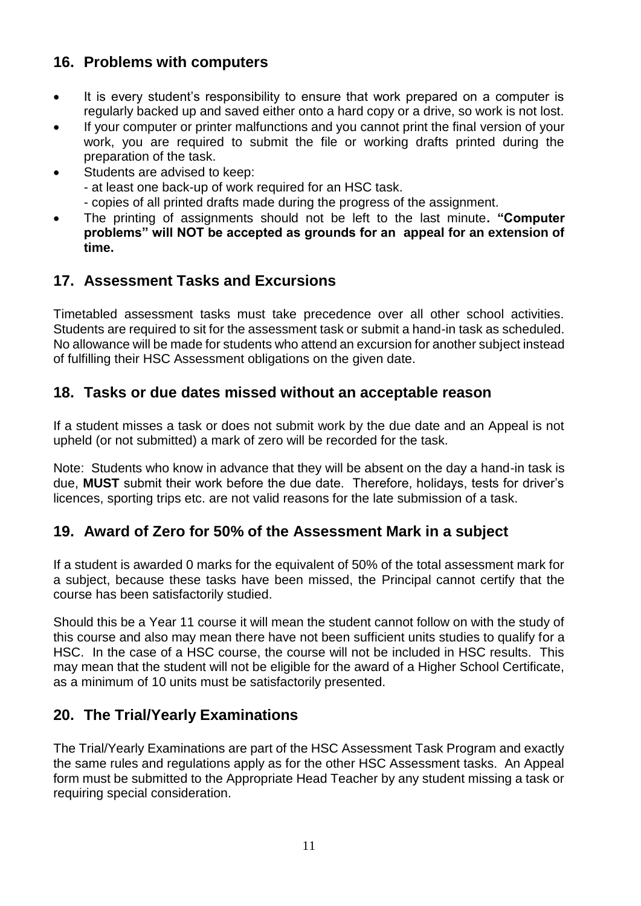## 16. Problems with computers

- It is every student's responsibility to ensure that work prepared on a computer is regularly backed up and saved either onto a hard copy or a drive, so work is not lost.
- If your computer or printer malfunctions and you cannot print the final version of your work, you are required to submit the file or working drafts printed during the preparation of the task.
- Students are advised to keep:
  - at least one back-up of work required for an HSC task.
  - copies of all printed drafts made during the progress of the assignment.
- The printing of assignments should not be left to the last minute**. "Computer problems" will NOT be accepted as grounds for an appeal for an extension of time.**

## 17. Assessment Tasks and Excursions

Timetabled assessment tasks must take precedence over all other school activities. Students are required to sit for the assessment task or submit a hand-in task as scheduled. No allowance will be made for students who attend an excursion for another subject instead of fulfilling their HSC Assessment obligations on the given date.

## 18. Tasks or due dates missed without an acceptable reason

If a student misses a task or does not submit work by the due date and an Appeal is not upheld (or not submitted) a mark of zero will be recorded for the task.

Note: Students who know in advance that they will be absent on the day a hand-in task is due, **MUST** submit their work before the due date. Therefore, holidays, tests for driver's licences, sporting trips etc. are not valid reasons for the late submission of a task.

## 19. Award of Zero for 50% of the Assessment Mark in a subject

If a student is awarded 0 marks for the equivalent of 50% of the total assessment mark for a subject, because these tasks have been missed, the Principal cannot certify that the course has been satisfactorily studied.

Should this be a Year 11 course it will mean the student cannot follow on with the study of this course and also may mean there have not been sufficient units studies to qualify for a HSC. In the case of a HSC course, the course will not be included in HSC results. This may mean that the student will not be eligible for the award of a Higher School Certificate, as a minimum of 10 units must be satisfactorily presented.

## 20. The Trial/Yearly Examinations

The Trial/Yearly Examinations are part of the HSC Assessment Task Program and exactly the same rules and regulations apply as for the other HSC Assessment tasks. An Appeal form must be submitted to the Appropriate Head Teacher by any student missing a task or requiring special consideration.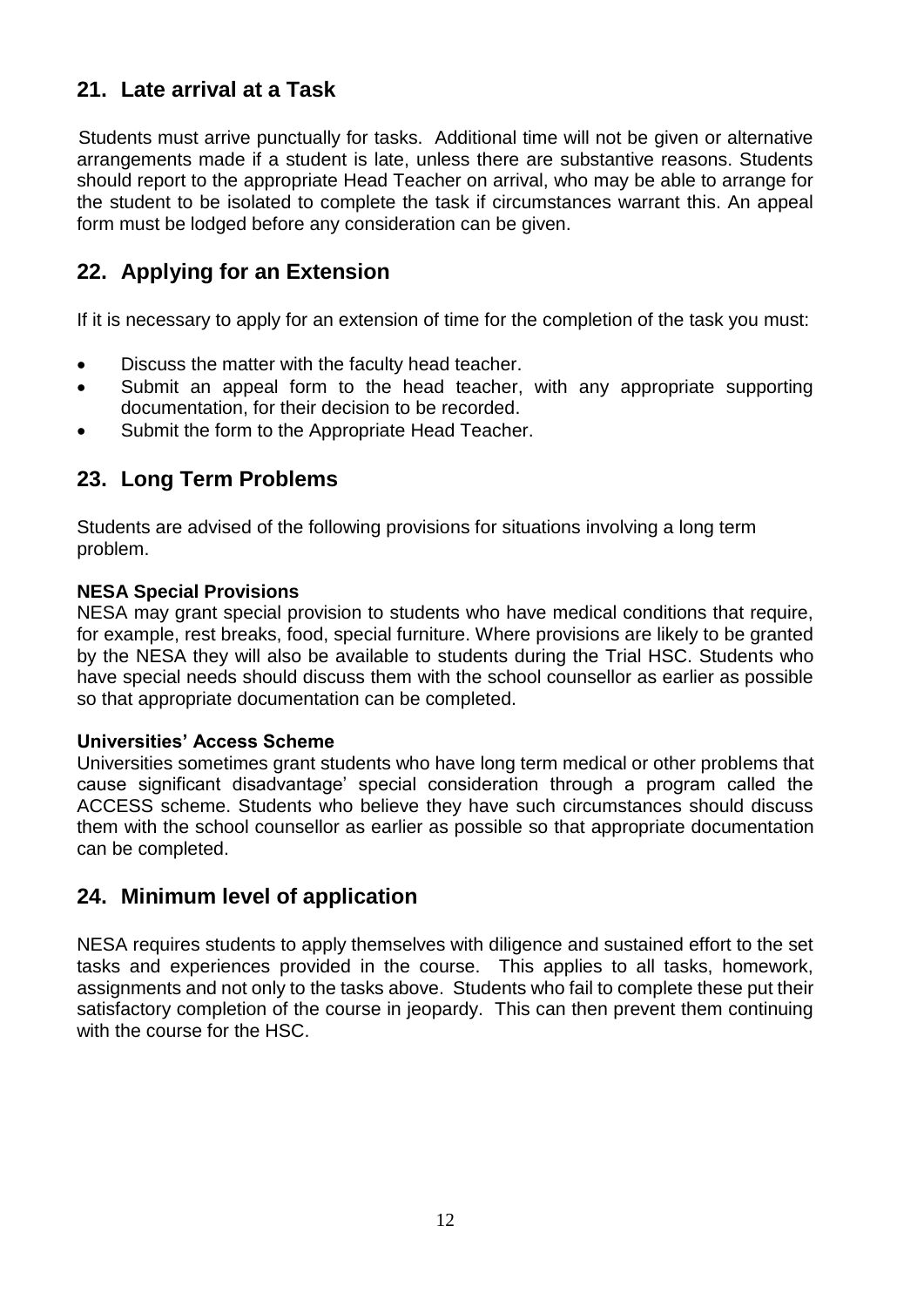## 21. Late arrival at a Task

Students must arrive punctually for tasks. Additional time will not be given or alternative arrangements made if a student is late, unless there are substantive reasons. Students should report to the appropriate Head Teacher on arrival, who may be able to arrange for the student to be isolated to complete the task if circumstances warrant this. An appeal form must be lodged before any consideration can be given.

## 22. Applying for an Extension

If it is necessary to apply for an extension of time for the completion of the task you must:

- Discuss the matter with the faculty head teacher.
- Submit an appeal form to the head teacher, with any appropriate supporting documentation, for their decision to be recorded.
- Submit the form to the Appropriate Head Teacher.

## 23. Long Term Problems

Students are advised of the following provisions for situations involving a long term problem.

**NESA Special Provisions**
NESA may grant special provision to students who have medical conditions that require, for example, rest breaks, food, special furniture. Where provisions are likely to be granted by the NESA they will also be available to students during the Trial HSC. Students who have special needs should discuss them with the school counsellor as earlier as possible so that appropriate documentation can be completed.

**Universities' Access Scheme**
Universities sometimes grant students who have long term medical or other problems that cause significant disadvantage' special consideration through a program called the ACCESS scheme. Students who believe they have such circumstances should discuss them with the school counsellor as earlier as possible so that appropriate documentation can be completed.

## 24. Minimum level of application

NESA requires students to apply themselves with diligence and sustained effort to the set tasks and experiences provided in the course. This applies to all tasks, homework, assignments and not only to the tasks above. Students who fail to complete these put their satisfactory completion of the course in jeopardy. This can then prevent them continuing with the course for the HSC.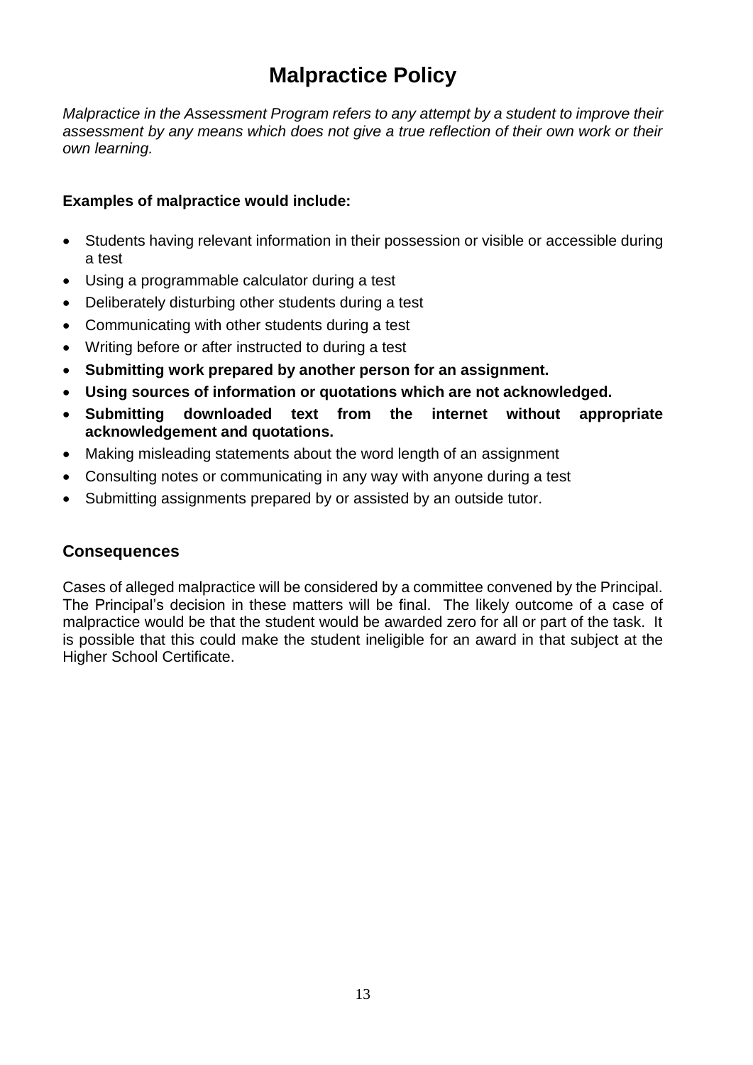# Malpractice Policy

*Malpractice in the Assessment Program refers to any attempt by a student to improve their assessment by any means which does not give a true reflection of their own work or their own learning.*

**Examples of malpractice would include:**

- Students having relevant information in their possession or visible or accessible during a test
- Using a programmable calculator during a test
- Deliberately disturbing other students during a test
- Communicating with other students during a test
- Writing before or after instructed to during a test
- **Submitting work prepared by another person for an assignment.**
- **Using sources of information or quotations which are not acknowledged.**
- **Submitting downloaded text from the internet without appropriate acknowledgement and quotations.**
- Making misleading statements about the word length of an assignment
- Consulting notes or communicating in any way with anyone during a test
- Submitting assignments prepared by or assisted by an outside tutor.

## Consequences

Cases of alleged malpractice will be considered by a committee convened by the Principal. The Principal's decision in these matters will be final. The likely outcome of a case of malpractice would be that the student would be awarded zero for all or part of the task. It is possible that this could make the student ineligible for an award in that subject at the Higher School Certificate.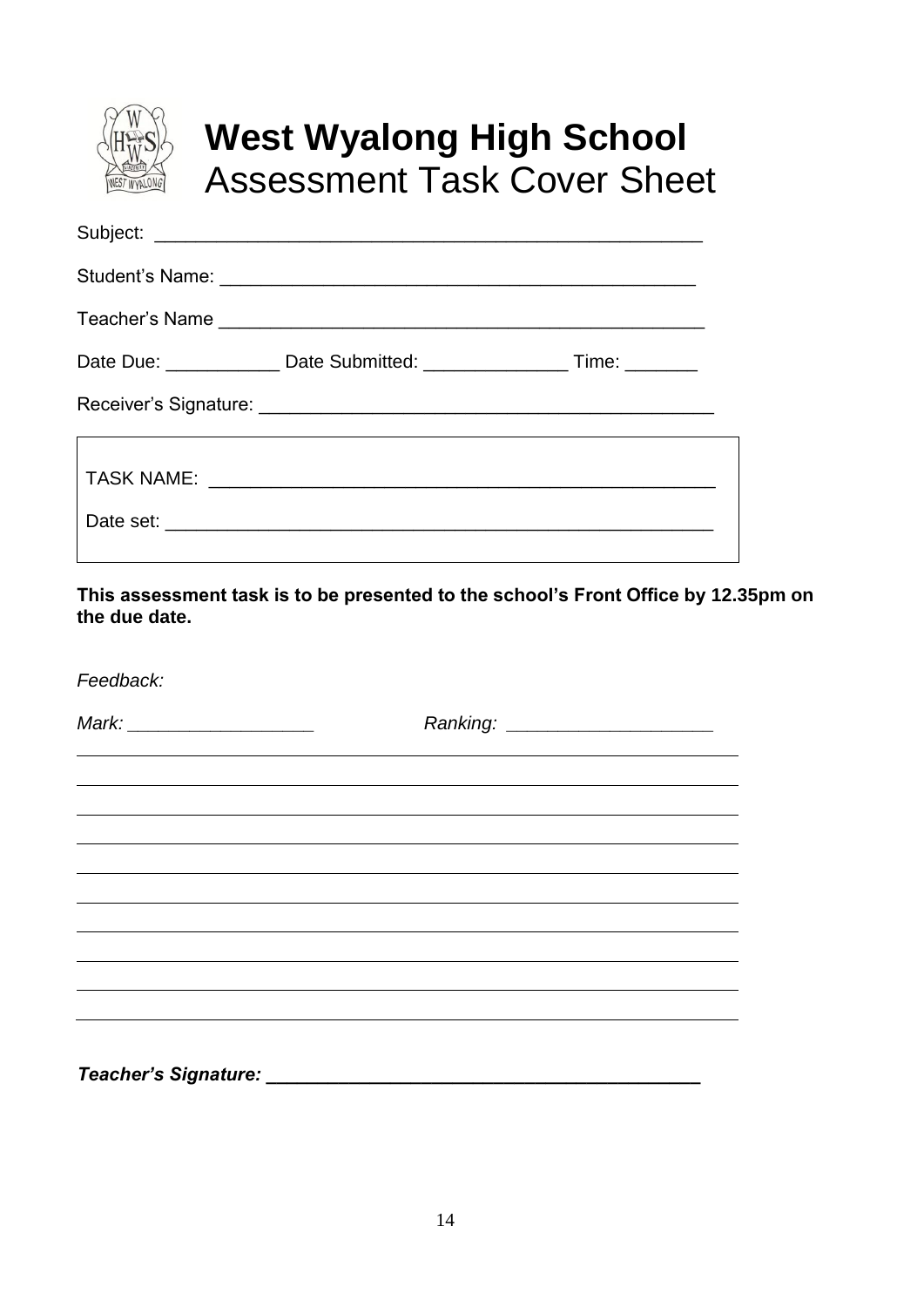# West Wyalong High School
## Assessment Task Cover Sheet

Subject: ___________________________________________________

Student's Name: _____________________________________________

Teacher's Name ______________________________________________

Date Due: ___________ Date Submitted: ______________ Time: _______

Receiver's Signature: __________________________________________

TASK NAME: ________________________________________________

Date set: ___________________________________________________

**This assessment task is to be presented to the school's Front Office by 12.35pm on the due date.**

*Feedback:*

*Mark:* __________________ *Ranking:* ____________________

___________________________________________________________________

___________________________________________________________________

___________________________________________________________________

___________________________________________________________________

___________________________________________________________________

___________________________________________________________________

___________________________________________________________________

___________________________________________________________________

___________________________________________________________________

___________________________________________________________________

***Teacher's Signature:*** ________________________________________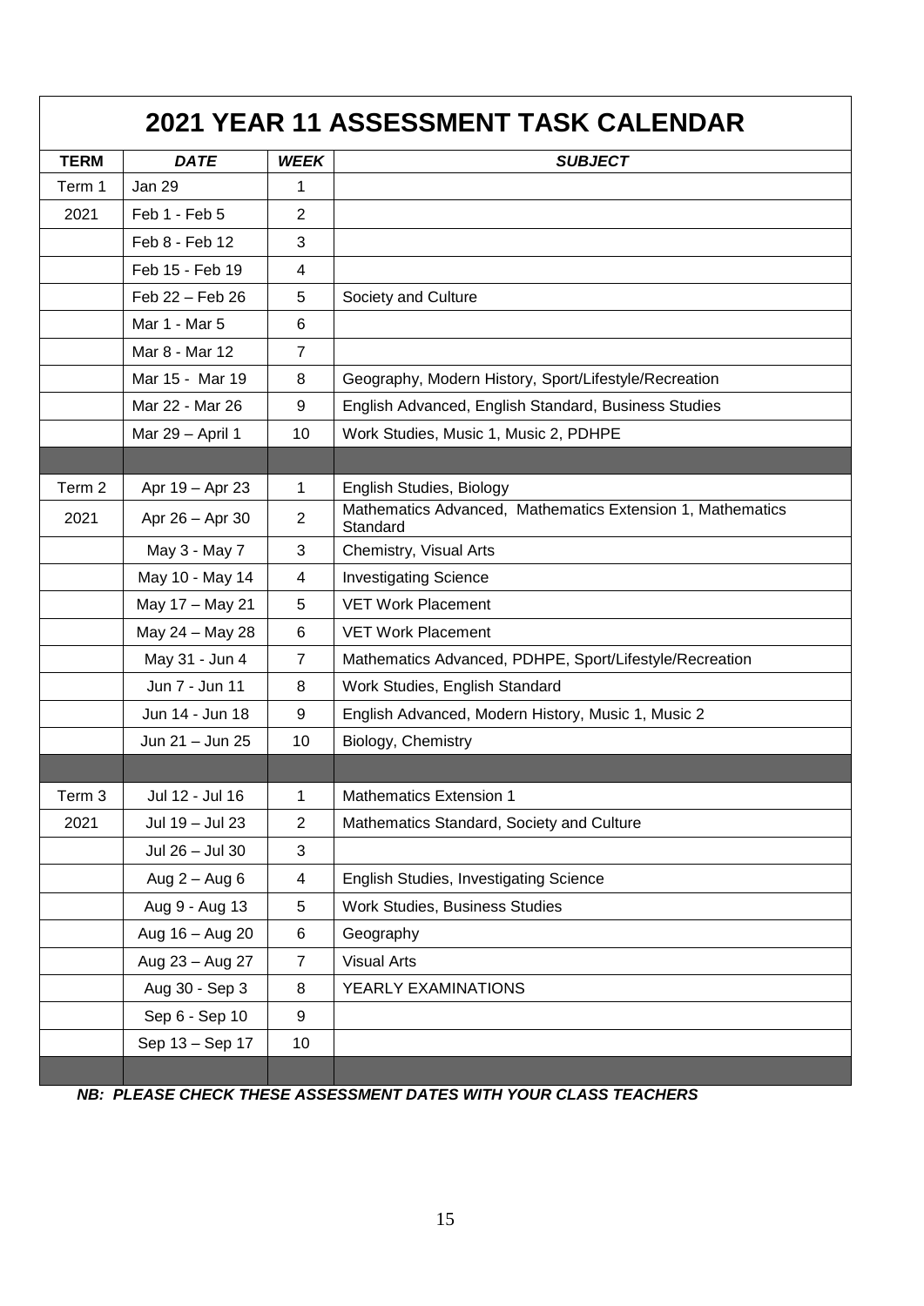# 2021 YEAR 11 ASSESSMENT TASK CALENDAR

| TERM | *DATE* | *WEEK* | *SUBJECT* |
|---|---|---|---|
| Term 1 | Jan 29 | 1 | |
| 2021 | Feb 1 - Feb 5 | 2 | |
| | Feb 8 - Feb 12 | 3 | |
| | Feb 15 - Feb 19 | 4 | |
| | Feb 22 – Feb 26 | 5 | Society and Culture |
| | Mar 1 - Mar 5 | 6 | |
| | Mar 8 - Mar 12 | 7 | |
| | Mar 15 - Mar 19 | 8 | Geography, Modern History, Sport/Lifestyle/Recreation |
| | Mar 22 - Mar 26 | 9 | English Advanced, English Standard, Business Studies |
| | Mar 29 – April 1 | 10 | Work Studies, Music 1, Music 2, PDHPE |
| | | | |
| Term 2 | Apr 19 – Apr 23 | 1 | English Studies, Biology |
| 2021 | Apr 26 – Apr 30 | 2 | Mathematics Advanced, Mathematics Extension 1, Mathematics Standard |
| | May 3 - May 7 | 3 | Chemistry, Visual Arts |
| | May 10 - May 14 | 4 | Investigating Science |
| | May 17 – May 21 | 5 | VET Work Placement |
| | May 24 – May 28 | 6 | VET Work Placement |
| | May 31 - Jun 4 | 7 | Mathematics Advanced, PDHPE, Sport/Lifestyle/Recreation |
| | Jun 7 - Jun 11 | 8 | Work Studies, English Standard |
| | Jun 14 - Jun 18 | 9 | English Advanced, Modern History, Music 1, Music 2 |
| | Jun 21 – Jun 25 | 10 | Biology, Chemistry |
| | | | |
| Term 3 | Jul 12 - Jul 16 | 1 | Mathematics Extension 1 |
| 2021 | Jul 19 – Jul 23 | 2 | Mathematics Standard, Society and Culture |
| | Jul 26 – Jul 30 | 3 | |
| | Aug 2 – Aug 6 | 4 | English Studies, Investigating Science |
| | Aug 9 - Aug 13 | 5 | Work Studies, Business Studies |
| | Aug 16 – Aug 20 | 6 | Geography |
| | Aug 23 – Aug 27 | 7 | Visual Arts |
| | Aug 30 - Sep 3 | 8 | YEARLY EXAMINATIONS |
| | Sep 6 - Sep 10 | 9 | |
| | Sep 13 – Sep 17 | 10 | |
| | | | |

***NB: PLEASE CHECK THESE ASSESSMENT DATES WITH YOUR CLASS TEACHERS***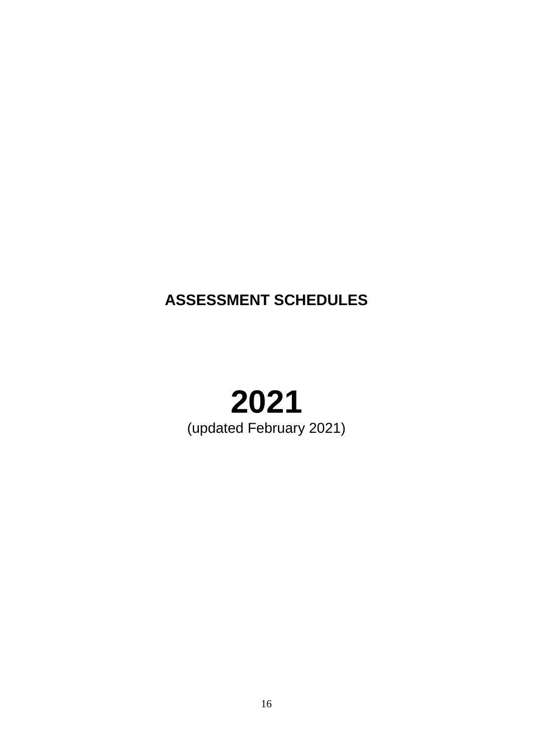# ASSESSMENT SCHEDULES

# 2021

(updated February 2021)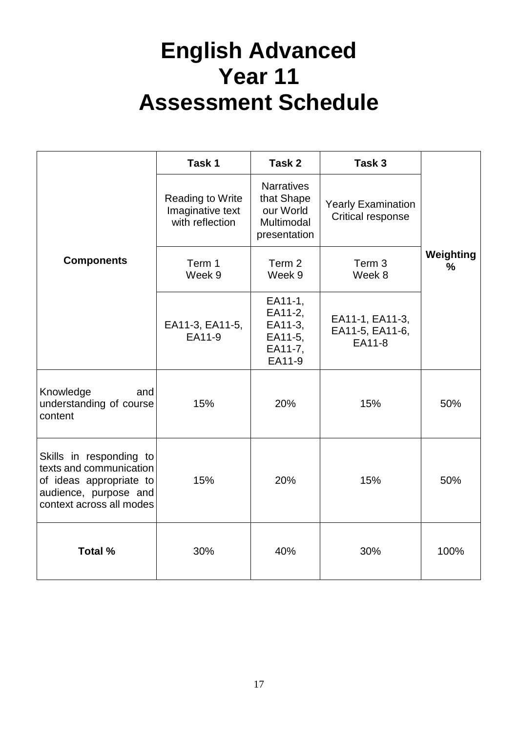# English Advanced
# Year 11
# Assessment Schedule

| Components | Task 1 | Task 2 | Task 3 | Weighting % |
|---|---|---|---|---|
| | Reading to Write Imaginative text with reflection | Narratives that Shape our World Multimodal presentation | Yearly Examination Critical response | |
| | Term 1 Week 9 | Term 2 Week 9 | Term 3 Week 8 | |
| | EA11-3, EA11-5, EA11-9 | EA11-1, EA11-2, EA11-3, EA11-5, EA11-7, EA11-9 | EA11-1, EA11-3, EA11-5, EA11-6, EA11-8 | |
| Knowledge and understanding of course content | 15% | 20% | 15% | 50% |
| Skills in responding to texts and communication of ideas appropriate to audience, purpose and context across all modes | 15% | 20% | 15% | 50% |
| **Total %** | 30% | 40% | 30% | 100% |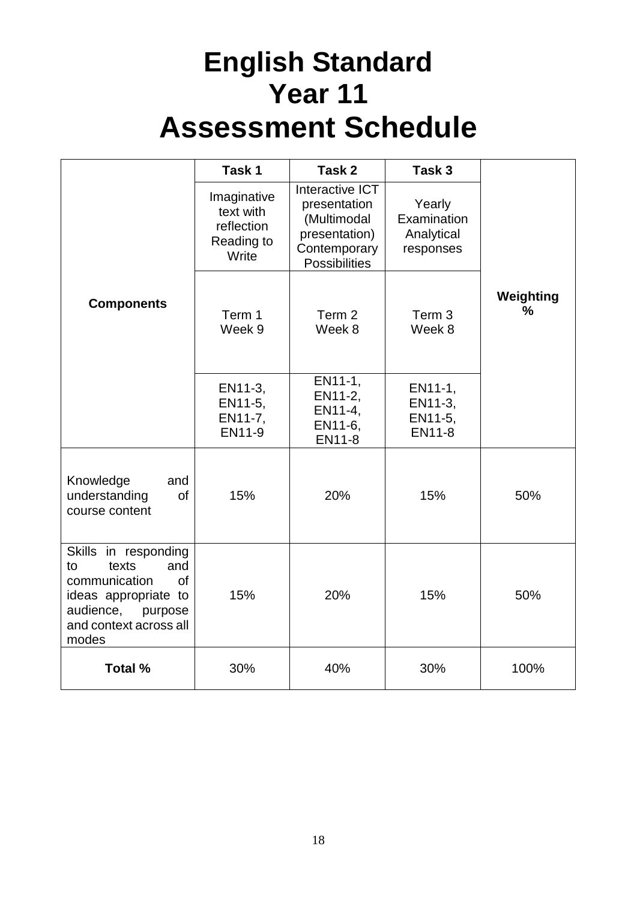# English Standard Year 11 Assessment Schedule

| Components | Task 1 | Task 2 | Task 3 | Weighting % |
|---|---|---|---|---|
| | Imaginative text with reflection Reading to Write | Interactive ICT presentation (Multimodal presentation) Contemporary Possibilities | Yearly Examination Analytical responses | |
| | Term 1 Week 9 | Term 2 Week 8 | Term 3 Week 8 | |
| | EN11-3, EN11-5, EN11-7, EN11-9 | EN11-1, EN11-2, EN11-4, EN11-6, EN11-8 | EN11-1, EN11-3, EN11-5, EN11-8 | |
| Knowledge and understanding of course content | 15% | 20% | 15% | 50% |
| Skills in responding to texts and communication of ideas appropriate to audience, purpose and context across all modes | 15% | 20% | 15% | 50% |
| **Total %** | 30% | 40% | 30% | 100% |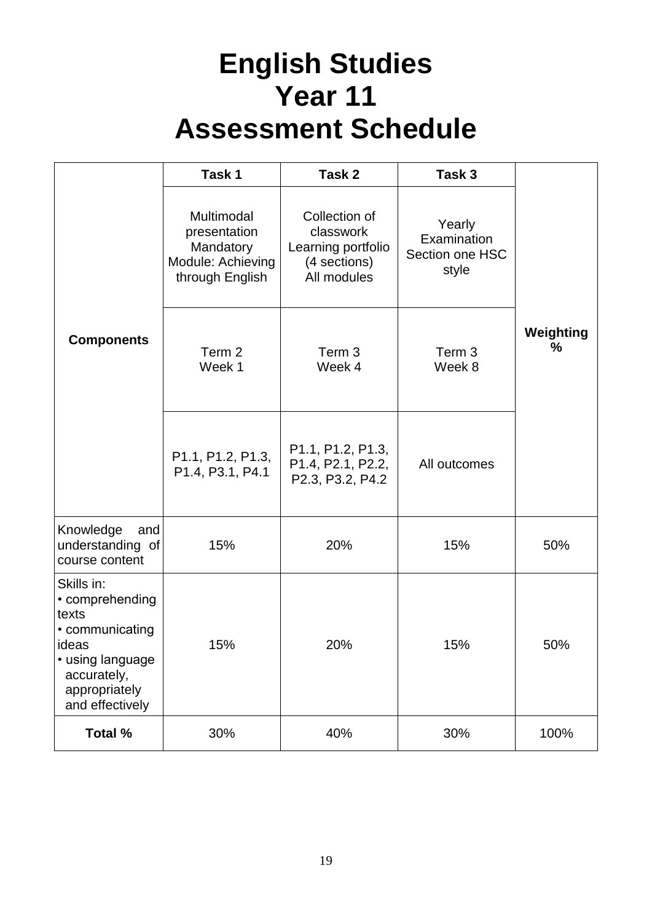# English Studies
# Year 11
# Assessment Schedule

| Components | Task 1 | Task 2 | Task 3 | Weighting % |
|---|---|---|---|---|
| | Multimodal presentation Mandatory Module: Achieving through English | Collection of classwork Learning portfolio (4 sections) All modules | Yearly Examination Section one HSC style | |
| | Term 2 Week 1 | Term 3 Week 4 | Term 3 Week 8 | |
| | P1.1, P1.2, P1.3, P1.4, P3.1, P4.1 | P1.1, P1.2, P1.3, P1.4, P2.1, P2.2, P2.3, P3.2, P4.2 | All outcomes | |
| Knowledge and understanding of course content | 15% | 20% | 15% | 50% |
| Skills in: • comprehending texts • communicating ideas • using language accurately, appropriately and effectively | 15% | 20% | 15% | 50% |
| **Total %** | 30% | 40% | 30% | 100% |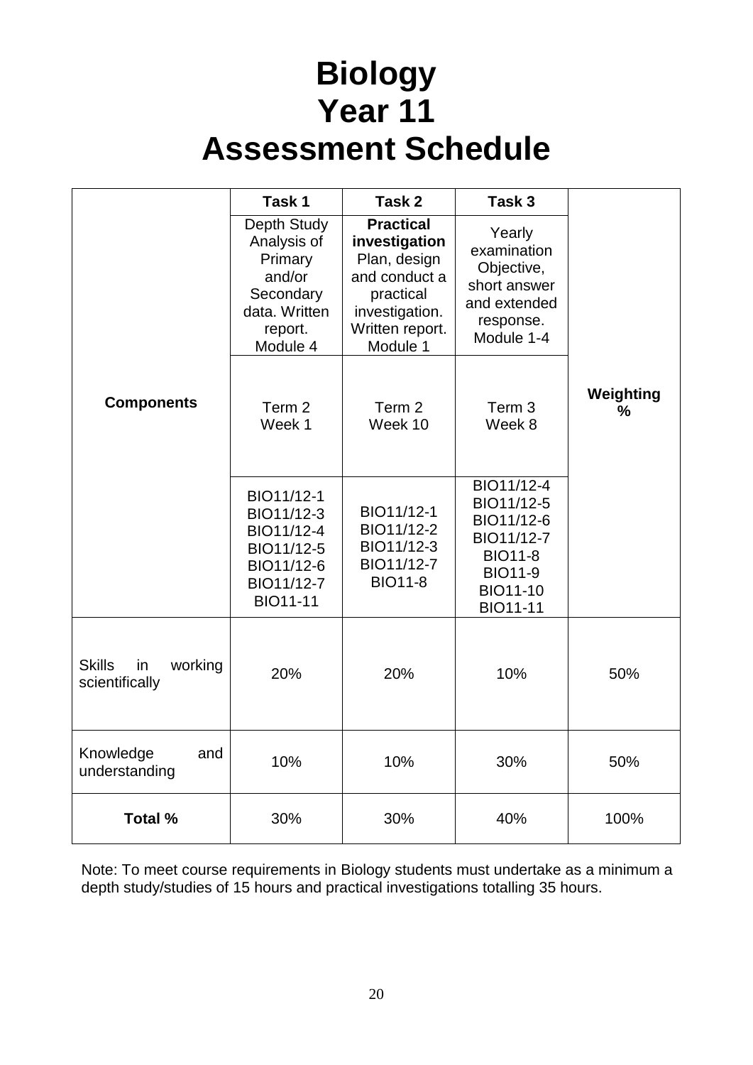# Biology
# Year 11
# Assessment Schedule

| Components | Task 1 | Task 2 | Task 3 | Weighting % |
|---|---|---|---|---|
| | Depth Study Analysis of Primary and/or Secondary data. Written report. Module 4 | **Practical investigation** Plan, design and conduct a practical investigation. Written report. Module 1 | Yearly examination Objective, short answer and extended response. Module 1-4 | |
| | Term 2 Week 1 | Term 2 Week 10 | Term 3 Week 8 | |
| | BIO11/12-1 BIO11/12-3 BIO11/12-4 BIO11/12-5 BIO11/12-6 BIO11/12-7 BIO11-11 | BIO11/12-1 BIO11/12-2 BIO11/12-3 BIO11/12-7 BIO11-8 | BIO11/12-4 BIO11/12-5 BIO11/12-6 BIO11/12-7 BIO11-8 BIO11-9 BIO11-10 BIO11-11 | |
| Skills in working scientifically | 20% | 20% | 10% | 50% |
| Knowledge and understanding | 10% | 10% | 30% | 50% |
| **Total %** | 30% | 30% | 40% | 100% |

Note: To meet course requirements in Biology students must undertake as a minimum a depth study/studies of 15 hours and practical investigations totalling 35 hours.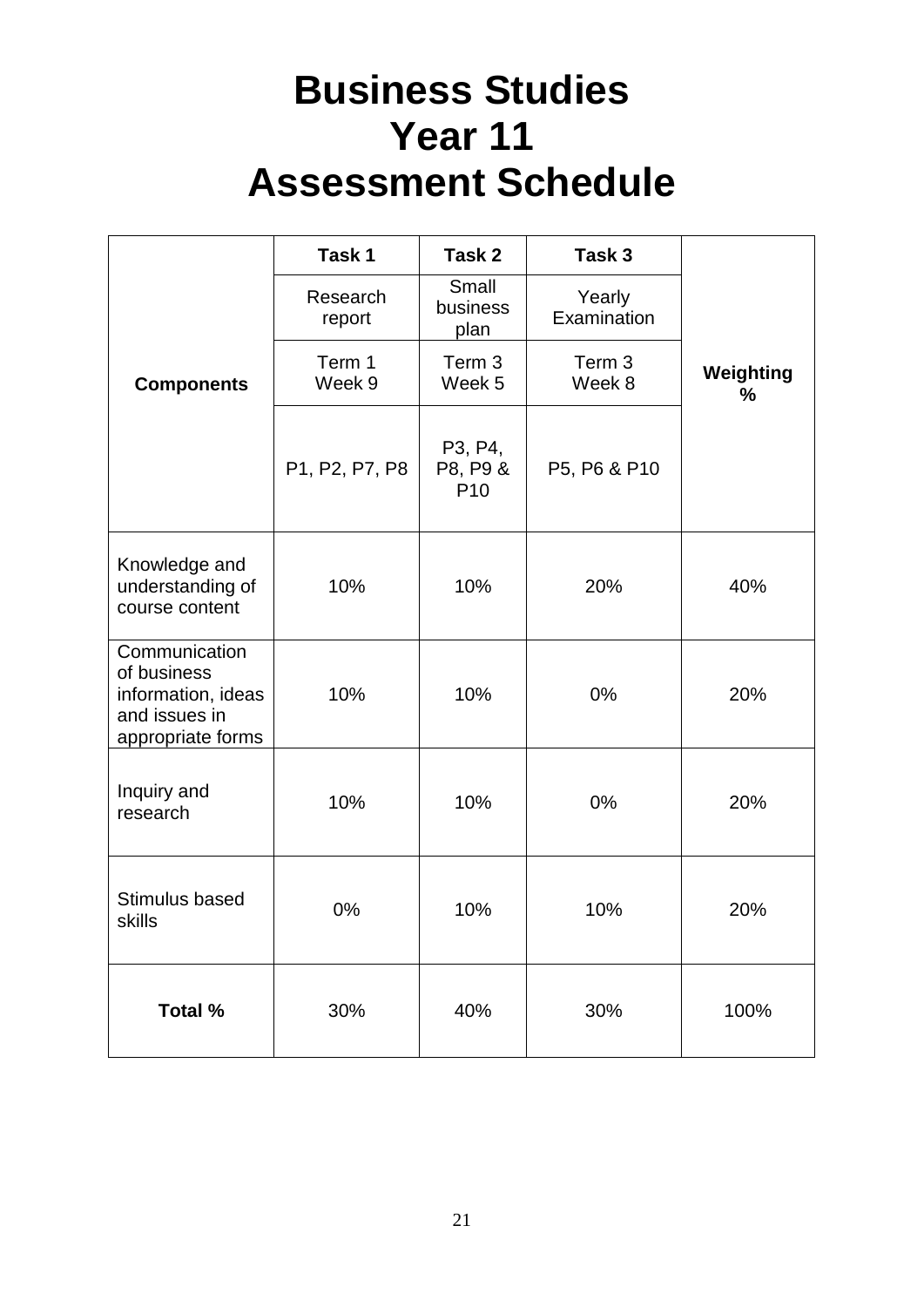# Business Studies
# Year 11
# Assessment Schedule

| Components | Task 1 | Task 2 | Task 3 | Weighting % |
|---|---|---|---|---|
| | Research report | Small business plan | Yearly Examination | |
| | Term 1 Week 9 | Term 3 Week 5 | Term 3 Week 8 | |
| | P1, P2, P7, P8 | P3, P4, P8, P9 & P10 | P5, P6 & P10 | |
| Knowledge and understanding of course content | 10% | 10% | 20% | 40% |
| Communication of business information, ideas and issues in appropriate forms | 10% | 10% | 0% | 20% |
| Inquiry and research | 10% | 10% | 0% | 20% |
| Stimulus based skills | 0% | 10% | 10% | 20% |
| **Total %** | 30% | 40% | 30% | 100% |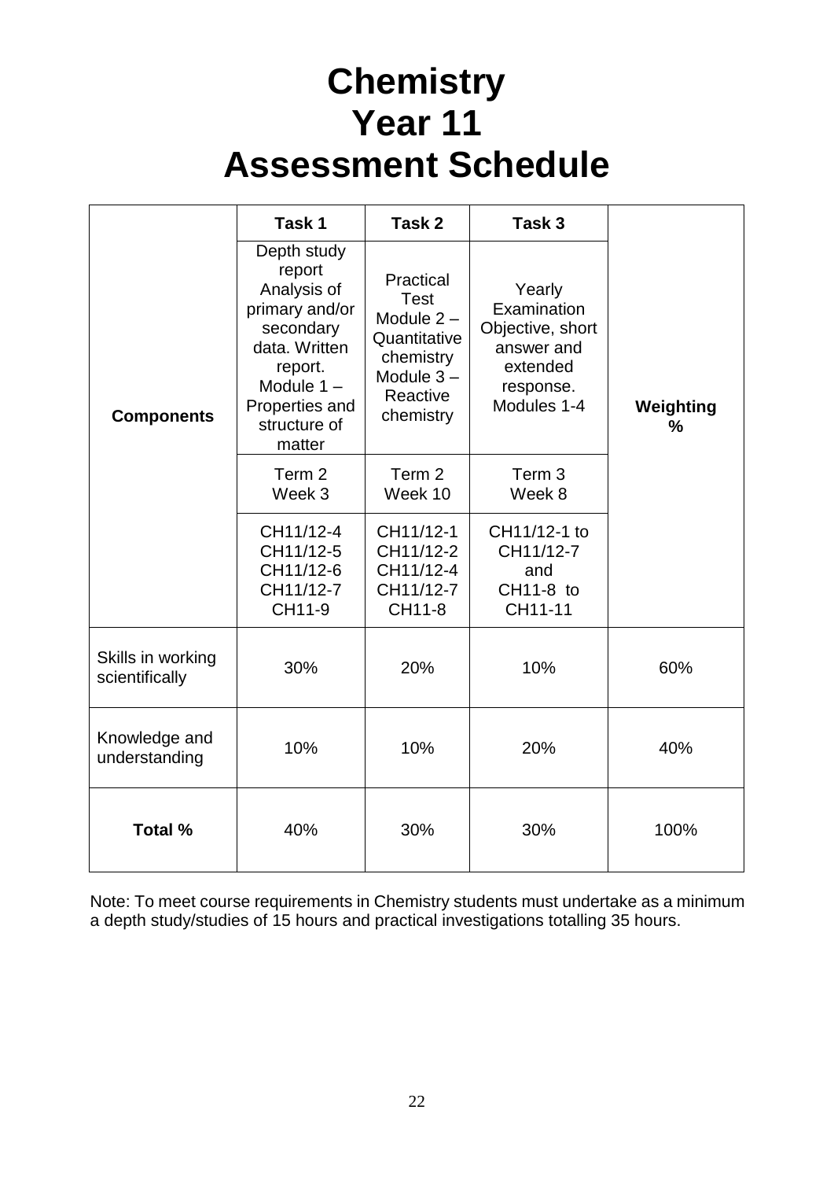# Chemistry Year 11 Assessment Schedule

| Components | Task 1 | Task 2 | Task 3 | Weighting % |
|---|---|---|---|---|
| | Depth study report Analysis of primary and/or secondary data. Written report. Module 1 – Properties and structure of matter | Practical Test Module 2 – Quantitative chemistry Module 3 – Reactive chemistry | Yearly Examination Objective, short answer and extended response. Modules 1-4 | |
| | Term 2 Week 3 | Term 2 Week 10 | Term 3 Week 8 | |
| | CH11/12-4 CH11/12-5 CH11/12-6 CH11/12-7 CH11-9 | CH11/12-1 CH11/12-2 CH11/12-4 CH11/12-7 CH11-8 | CH11/12-1 to CH11/12-7 and CH11-8 to CH11-11 | |
| Skills in working scientifically | 30% | 20% | 10% | 60% |
| Knowledge and understanding | 10% | 10% | 20% | 40% |
| **Total %** | 40% | 30% | 30% | 100% |

Note: To meet course requirements in Chemistry students must undertake as a minimum a depth study/studies of 15 hours and practical investigations totalling 35 hours.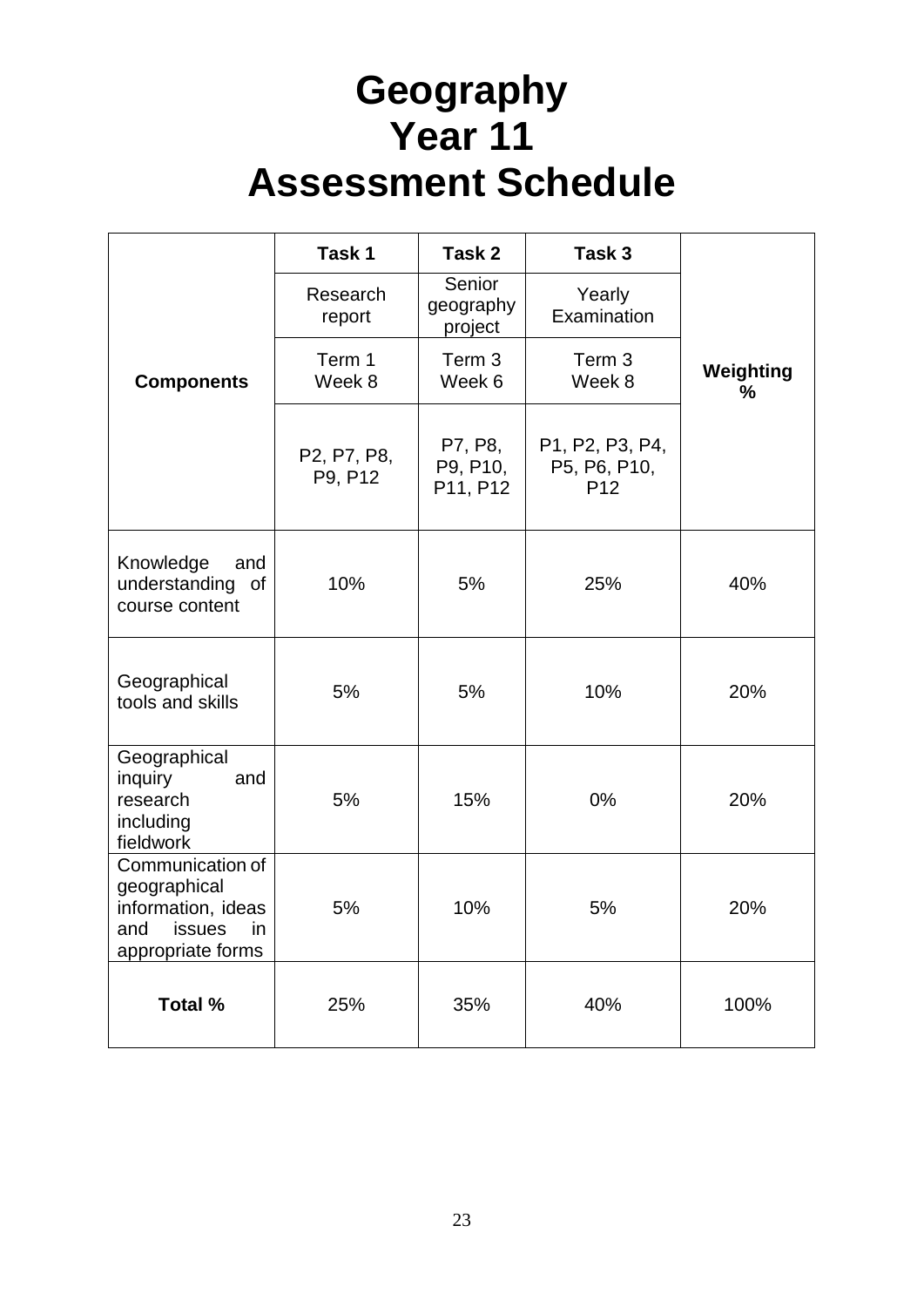# Geography
# Year 11
# Assessment Schedule

| Components | Task 1 | Task 2 | Task 3 | Weighting % |
|---|---|---|---|---|
| | Research report | Senior geography project | Yearly Examination | |
| | Term 1 Week 8 | Term 3 Week 6 | Term 3 Week 8 | |
| | P2, P7, P8, P9, P12 | P7, P8, P9, P10, P11, P12 | P1, P2, P3, P4, P5, P6, P10, P12 | |
| Knowledge and understanding of course content | 10% | 5% | 25% | 40% |
| Geographical tools and skills | 5% | 5% | 10% | 20% |
| Geographical inquiry and research including fieldwork | 5% | 15% | 0% | 20% |
| Communication of geographical information, ideas and issues in appropriate forms | 5% | 10% | 5% | 20% |
| **Total %** | 25% | 35% | 40% | 100% |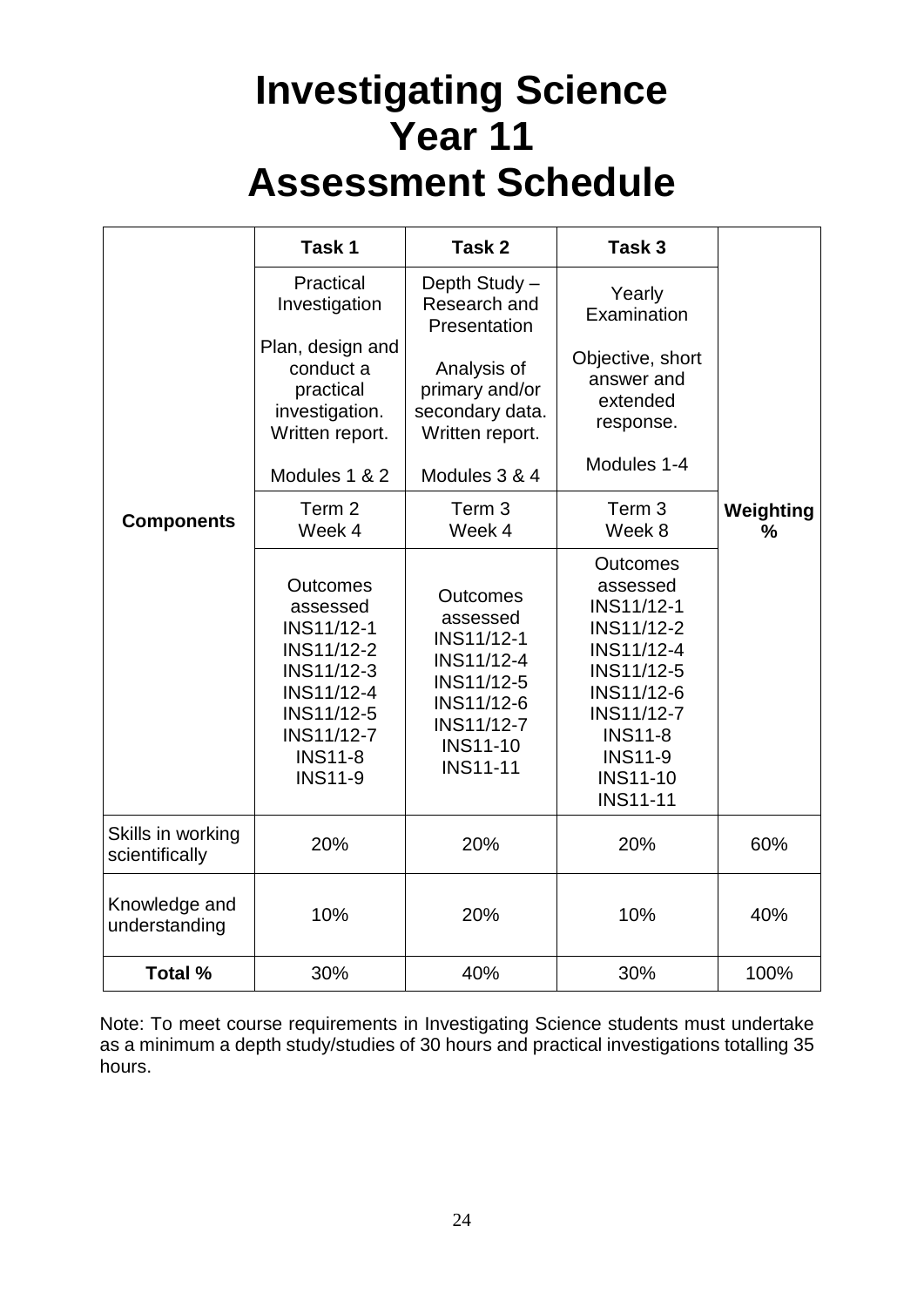# Investigating Science
# Year 11
# Assessment Schedule

| Components | Task 1 | Task 2 | Task 3 | Weighting % |
|---|---|---|---|---|
| | Practical Investigation<br><br>Plan, design and conduct a practical investigation. Written report.<br><br>Modules 1 & 2 | Depth Study – Research and Presentation<br><br>Analysis of primary and/or secondary data. Written report.<br><br>Modules 3 & 4 | Yearly Examination<br><br>Objective, short answer and extended response.<br><br>Modules 1-4 | |
| | Term 2<br>Week 4 | Term 3<br>Week 4 | Term 3<br>Week 8 | |
| | Outcomes assessed<br>INS11/12-1<br>INS11/12-2<br>INS11/12-3<br>INS11/12-4<br>INS11/12-5<br>INS11/12-7<br>INS11-8<br>INS11-9 | Outcomes assessed<br>INS11/12-1<br>INS11/12-4<br>INS11/12-5<br>INS11/12-6<br>INS11/12-7<br>INS11-10<br>INS11-11 | Outcomes assessed<br>INS11/12-1<br>INS11/12-2<br>INS11/12-4<br>INS11/12-5<br>INS11/12-6<br>INS11/12-7<br>INS11-8<br>INS11-9<br>INS11-10<br>INS11-11 | |
| Skills in working scientifically | 20% | 20% | 20% | 60% |
| Knowledge and understanding | 10% | 20% | 10% | 40% |
| **Total %** | 30% | 40% | 30% | 100% |

Note: To meet course requirements in Investigating Science students must undertake as a minimum a depth study/studies of 30 hours and practical investigations totalling 35 hours.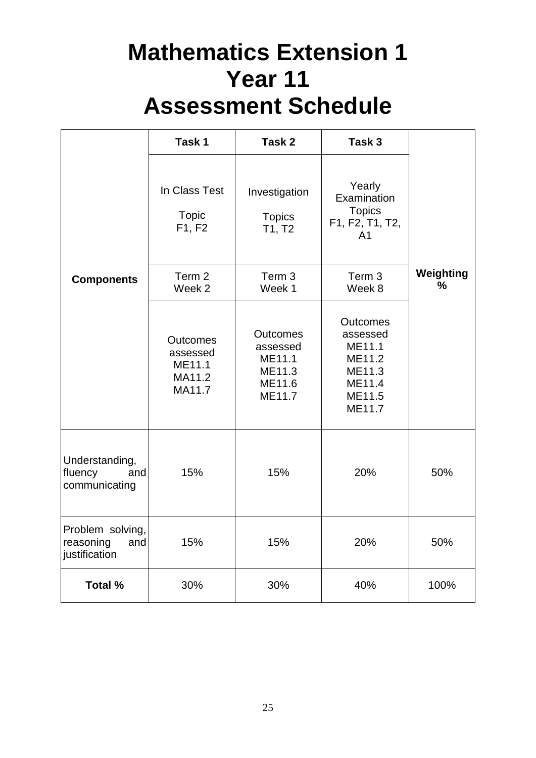# Mathematics Extension 1
# Year 11
# Assessment Schedule

| Components | Task 1 | Task 2 | Task 3 | Weighting % |
|---|---|---|---|---|
| | In Class Test<br><br>Topic<br>F1, F2 | Investigation<br><br>Topics<br>T1, T2 | Yearly Examination<br>Topics<br>F1, F2, T1, T2, A1 | |
| | Term 2<br>Week 2 | Term 3<br>Week 1 | Term 3<br>Week 8 | |
| | Outcomes assessed<br>ME11.1<br>MA11.2<br>MA11.7 | Outcomes assessed<br>ME11.1<br>ME11.3<br>ME11.6<br>ME11.7 | Outcomes assessed<br>ME11.1<br>ME11.2<br>ME11.3<br>ME11.4<br>ME11.5<br>ME11.7 | |
| Understanding, fluency and communicating | 15% | 15% | 20% | 50% |
| Problem solving, reasoning and justification | 15% | 15% | 20% | 50% |
| **Total %** | 30% | 30% | 40% | 100% |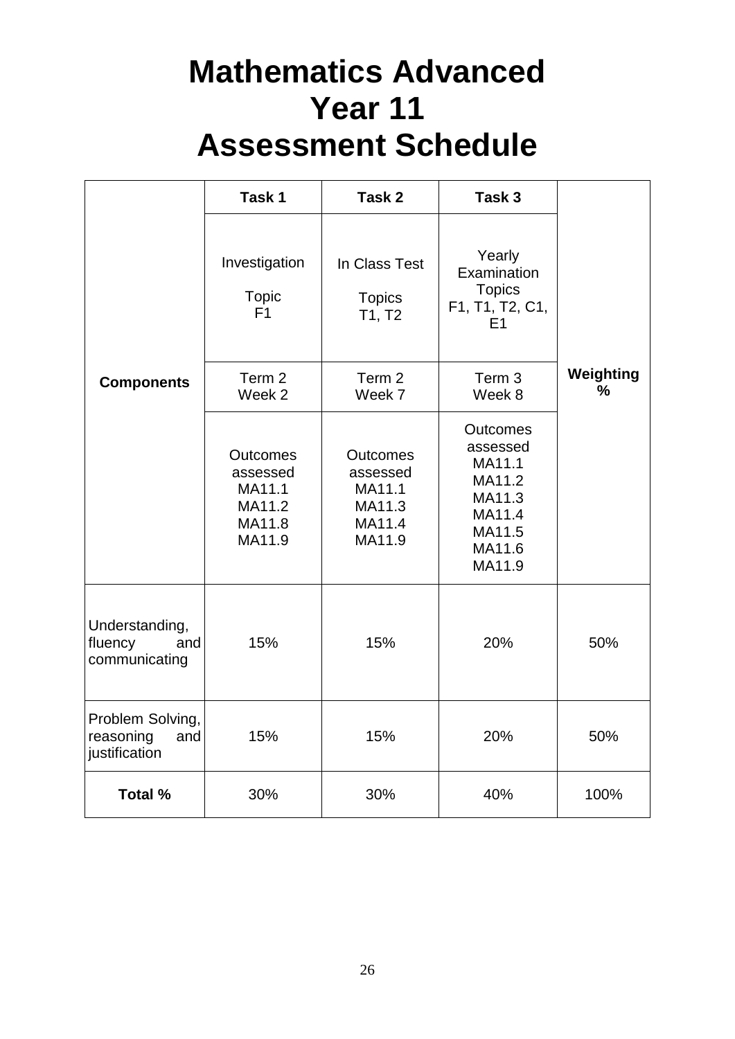# Mathematics Advanced
# Year 11
# Assessment Schedule

| Components | Task 1 | Task 2 | Task 3 | Weighting % |
|---|---|---|---|---|
| | Investigation<br><br>Topic<br>F1 | In Class Test<br><br>Topics<br>T1, T2 | Yearly Examination<br>Topics<br>F1, T1, T2, C1, E1 | |
| | Term 2<br>Week 2 | Term 2<br>Week 7 | Term 3<br>Week 8 | |
| | Outcomes assessed<br>MA11.1<br>MA11.2<br>MA11.8<br>MA11.9 | Outcomes assessed<br>MA11.1<br>MA11.3<br>MA11.4<br>MA11.9 | Outcomes assessed<br>MA11.1<br>MA11.2<br>MA11.3<br>MA11.4<br>MA11.5<br>MA11.6<br>MA11.9 | |
| Understanding, fluency and communicating | 15% | 15% | 20% | 50% |
| Problem Solving, reasoning and justification | 15% | 15% | 20% | 50% |
| **Total %** | 30% | 30% | 40% | 100% |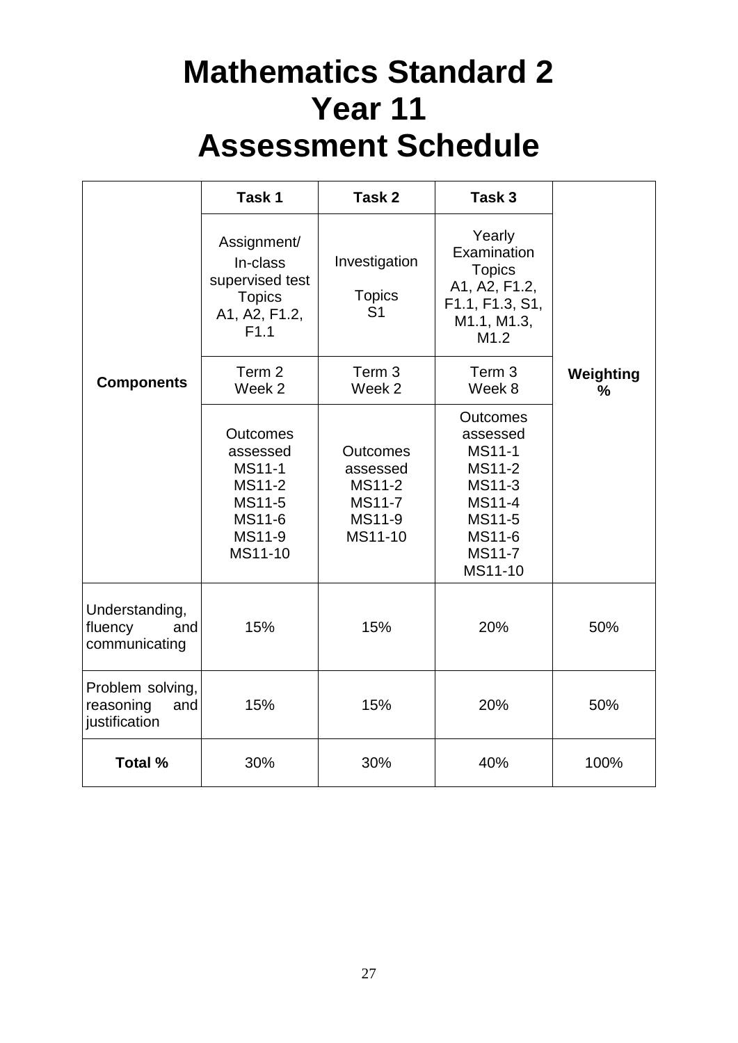# Mathematics Standard 2
# Year 11
# Assessment Schedule

| Components | Task 1 | Task 2 | Task 3 | Weighting % |
|---|---|---|---|---|
| | Assignment/ In-class supervised test Topics A1, A2, F1.2, F1.1 | Investigation Topics S1 | Yearly Examination Topics A1, A2, F1.2, F1.1, F1.3, S1, M1.1, M1.3, M1.2 | |
| | Term 2 Week 2 | Term 3 Week 2 | Term 3 Week 8 | |
| | Outcomes assessed MS11-1 MS11-2 MS11-5 MS11-6 MS11-9 MS11-10 | Outcomes assessed MS11-2 MS11-7 MS11-9 MS11-10 | Outcomes assessed MS11-1 MS11-2 MS11-3 MS11-4 MS11-5 MS11-6 MS11-7 MS11-10 | |
| Understanding, fluency and communicating | 15% | 15% | 20% | 50% |
| Problem solving, reasoning and justification | 15% | 15% | 20% | 50% |
| **Total %** | 30% | 30% | 40% | 100% |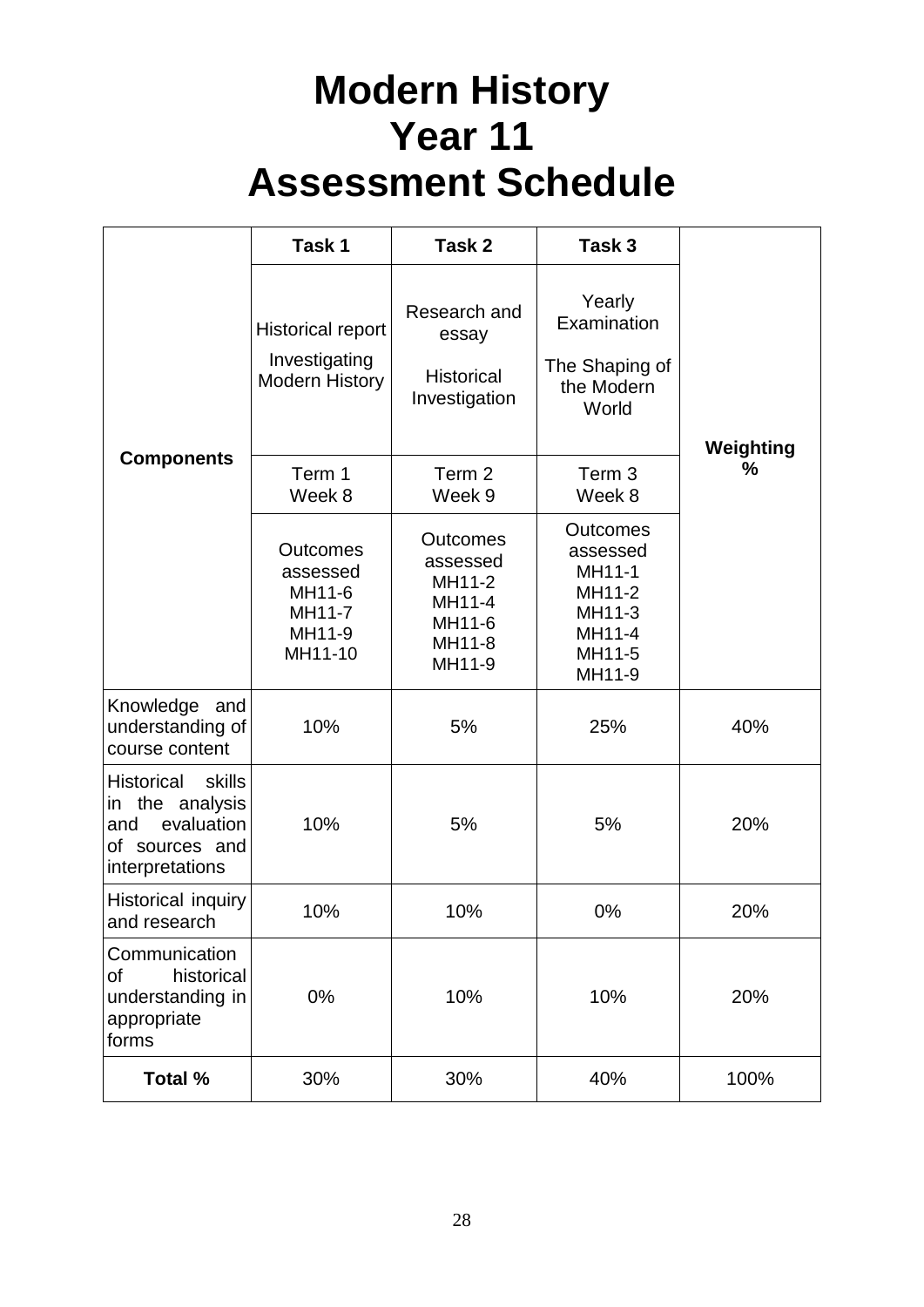# Modern History
# Year 11
# Assessment Schedule

| Components | Task 1 | Task 2 | Task 3 | Weighting % |
|---|---|---|---|---|
| | Historical report<br>Investigating Modern History | Research and essay<br>Historical Investigation | Yearly Examination<br>The Shaping of the Modern World | |
| | Term 1<br>Week 8 | Term 2<br>Week 9 | Term 3<br>Week 8 | |
| | Outcomes assessed<br>MH11-6<br>MH11-7<br>MH11-9<br>MH11-10 | Outcomes assessed<br>MH11-2<br>MH11-4<br>MH11-6<br>MH11-8<br>MH11-9 | Outcomes assessed<br>MH11-1<br>MH11-2<br>MH11-3<br>MH11-4<br>MH11-5<br>MH11-9 | |
| Knowledge and understanding of course content | 10% | 5% | 25% | 40% |
| Historical skills in the analysis and evaluation of sources and interpretations | 10% | 5% | 5% | 20% |
| Historical inquiry and research | 10% | 10% | 0% | 20% |
| Communication of historical understanding in appropriate forms | 0% | 10% | 10% | 20% |
| **Total %** | 30% | 30% | 40% | 100% |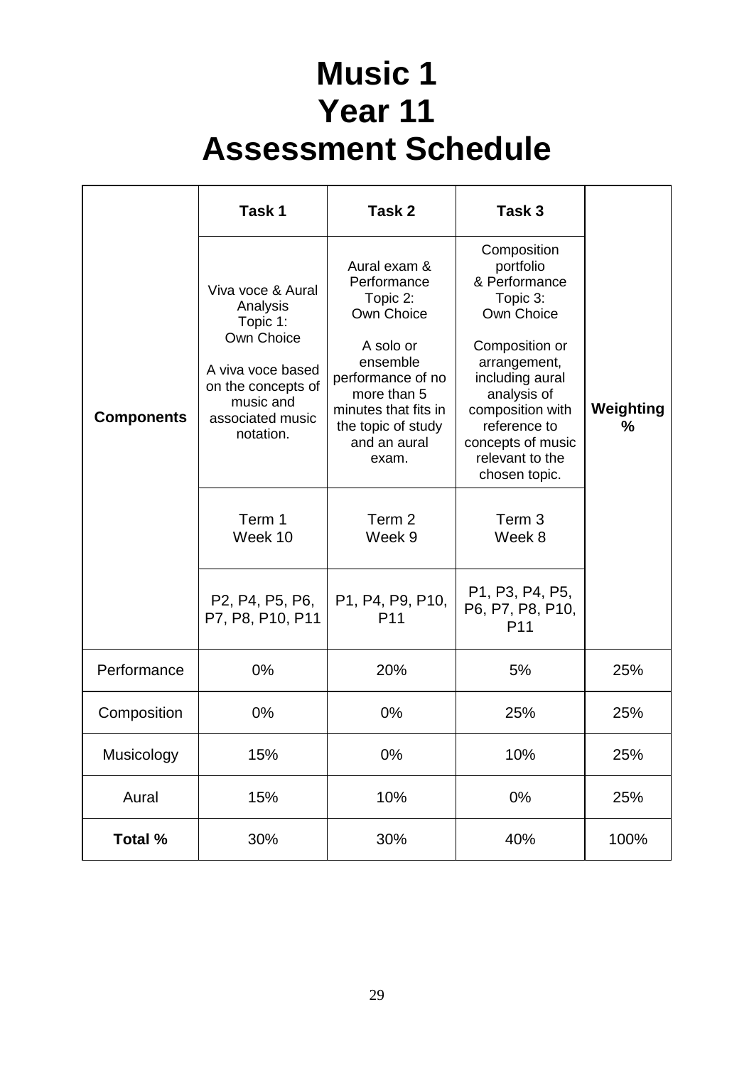# Music 1
# Year 11
# Assessment Schedule

| **Components** | **Task 1** | **Task 2** | **Task 3** | **Weighting %** |
|---|---|---|---|---|
| | Viva voce & Aural Analysis<br>Topic 1:<br>Own Choice<br><br>A viva voce based on the concepts of music and associated music notation. | Aural exam & Performance<br>Topic 2:<br>Own Choice<br><br>A solo or ensemble performance of no more than 5 minutes that fits in the topic of study and an aural exam. | Composition portfolio & Performance<br>Topic 3:<br>Own Choice<br><br>Composition or arrangement, including aural analysis of composition with reference to concepts of music relevant to the chosen topic. | |
| | Term 1<br>Week 10 | Term 2<br>Week 9 | Term 3<br>Week 8 | |
| | P2, P4, P5, P6, P7, P8, P10, P11 | P1, P4, P9, P10, P11 | P1, P3, P4, P5, P6, P7, P8, P10, P11 | |
| Performance | 0% | 20% | 5% | 25% |
| Composition | 0% | 0% | 25% | 25% |
| Musicology | 15% | 0% | 10% | 25% |
| Aural | 15% | 10% | 0% | 25% |
| **Total %** | 30% | 30% | 40% | 100% |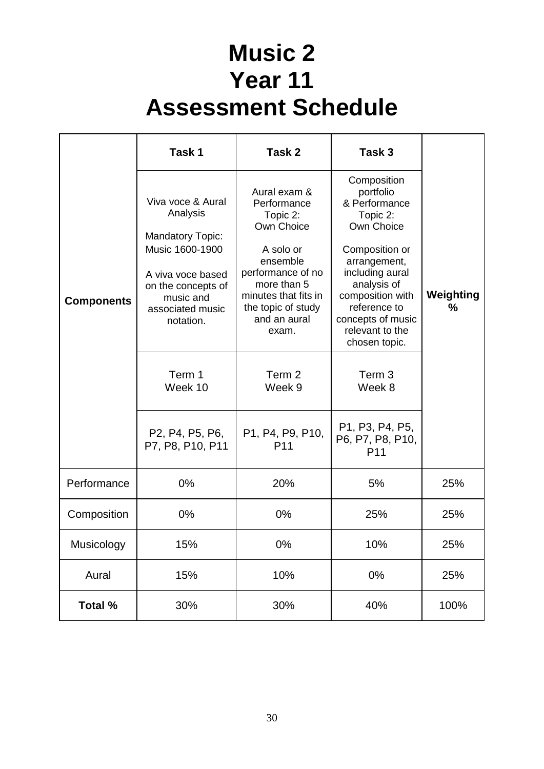# Music 2
# Year 11
# Assessment Schedule

| Components | Task 1 | Task 2 | Task 3 | Weighting % |
|---|---|---|---|---|
| | Viva voce & Aural Analysis<br><br>Mandatory Topic: Music 1600-1900<br><br>A viva voce based on the concepts of music and associated music notation. | Aural exam & Performance Topic 2: Own Choice<br><br>A solo or ensemble performance of no more than 5 minutes that fits in the topic of study and an aural exam. | Composition portfolio & Performance Topic 2: Own Choice<br><br>Composition or arrangement, including aural analysis of composition with reference to concepts of music relevant to the chosen topic. | |
| | Term 1<br>Week 10 | Term 2<br>Week 9 | Term 3<br>Week 8 | |
| | P2, P4, P5, P6, P7, P8, P10, P11 | P1, P4, P9, P10, P11 | P1, P3, P4, P5, P6, P7, P8, P10, P11 | |
| Performance | 0% | 20% | 5% | 25% |
| Composition | 0% | 0% | 25% | 25% |
| Musicology | 15% | 0% | 10% | 25% |
| Aural | 15% | 10% | 0% | 25% |
| **Total %** | 30% | 30% | 40% | 100% |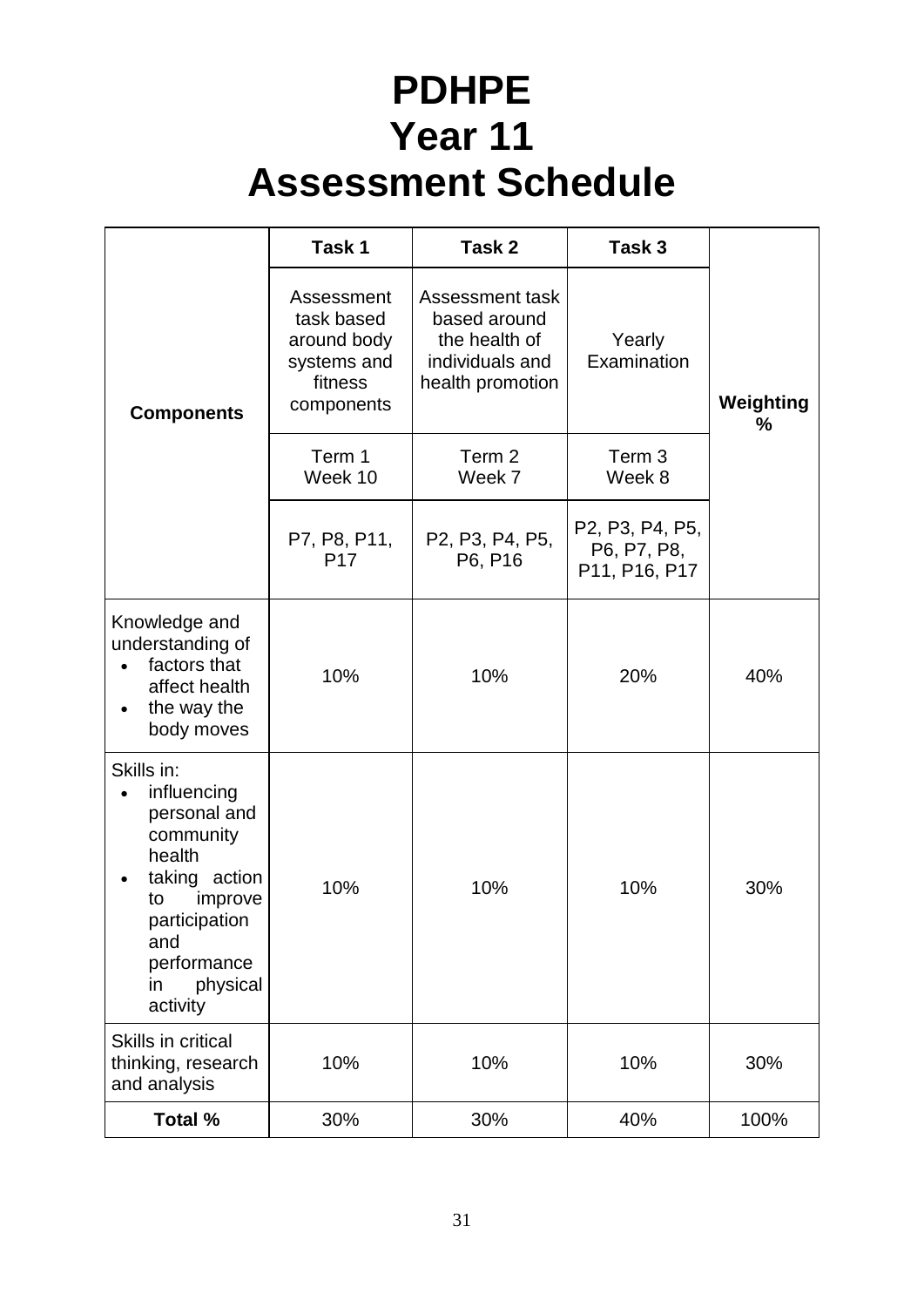# PDHPE
# Year 11
# Assessment Schedule

| Components | Task 1 | Task 2 | Task 3 | Weighting % |
|---|---|---|---|---|
| | Assessment task based around body systems and fitness components | Assessment task based around the health of individuals and health promotion | Yearly Examination | |
| | Term 1 Week 10 | Term 2 Week 7 | Term 3 Week 8 | |
| | P7, P8, P11, P17 | P2, P3, P4, P5, P6, P16 | P2, P3, P4, P5, P6, P7, P8, P11, P16, P17 | |
| Knowledge and understanding of<br>• factors that affect health<br>• the way the body moves | 10% | 10% | 20% | 40% |
| Skills in:<br>• influencing personal and community health<br>• taking action to improve participation and performance in physical activity | 10% | 10% | 10% | 30% |
| Skills in critical thinking, research and analysis | 10% | 10% | 10% | 30% |
| **Total %** | 30% | 30% | 40% | 100% |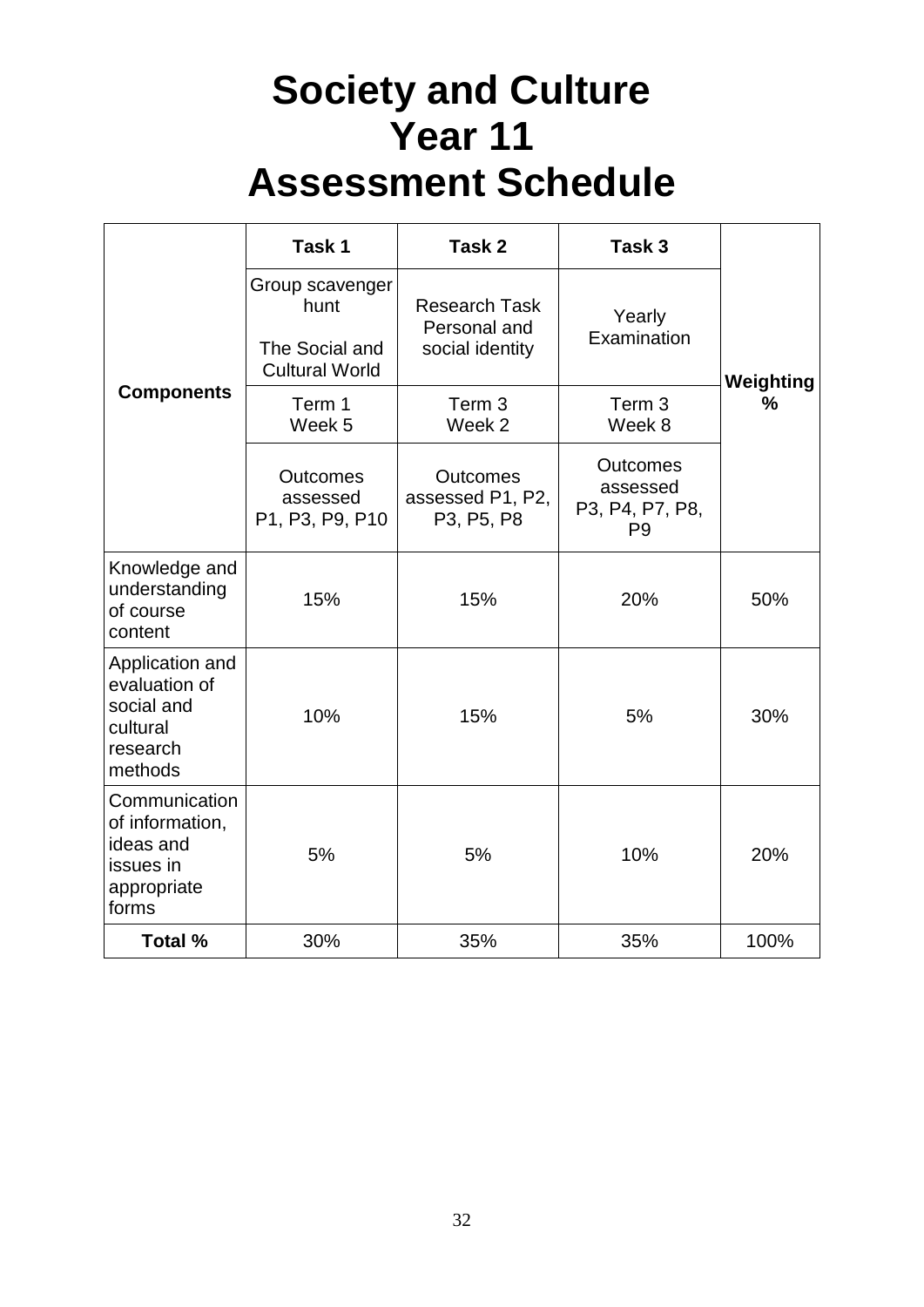# Society and Culture Year 11 Assessment Schedule

| Components | Task 1 | Task 2 | Task 3 | Weighting % |
|---|---|---|---|---|
| | Group scavenger hunt<br><br>The Social and Cultural World | Research Task Personal and social identity | Yearly Examination | |
| | Term 1 Week 5 | Term 3 Week 2 | Term 3 Week 8 | |
| | Outcomes assessed P1, P3, P9, P10 | Outcomes assessed P1, P2, P3, P5, P8 | Outcomes assessed P3, P4, P7, P8, P9 | |
| Knowledge and understanding of course content | 15% | 15% | 20% | 50% |
| Application and evaluation of social and cultural research methods | 10% | 15% | 5% | 30% |
| Communication of information, ideas and issues in appropriate forms | 5% | 5% | 10% | 20% |
| **Total %** | 30% | 35% | 35% | 100% |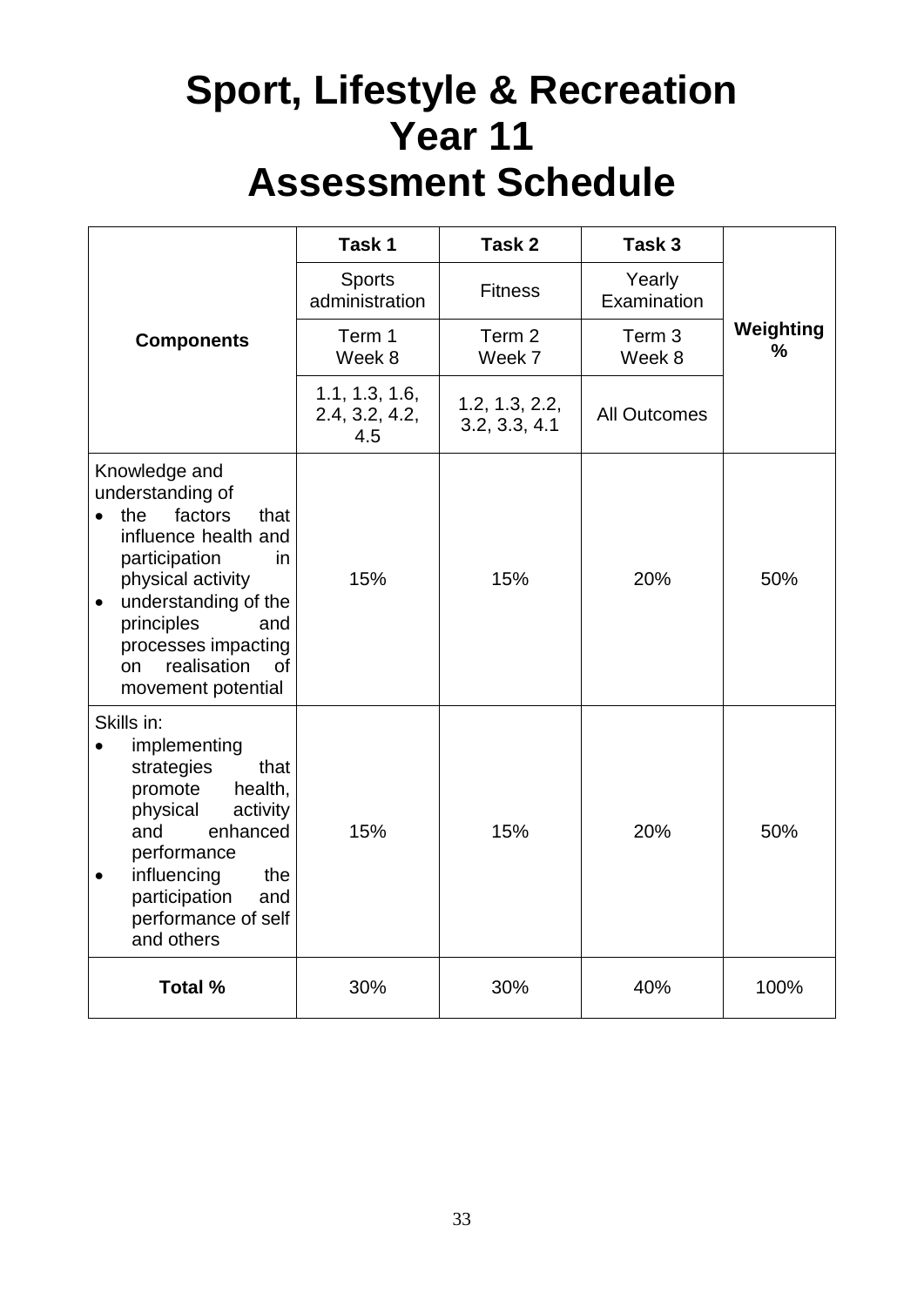# Sport, Lifestyle & Recreation
# Year 11
# Assessment Schedule

| Components | Task 1 | Task 2 | Task 3 | Weighting % |
|---|---|---|---|---|
| | Sports administration | Fitness | Yearly Examination | |
| | Term 1 Week 8 | Term 2 Week 7 | Term 3 Week 8 | |
| | 1.1, 1.3, 1.6, 2.4, 3.2, 4.2, 4.5 | 1.2, 1.3, 2.2, 3.2, 3.3, 4.1 | All Outcomes | |
| Knowledge and understanding of <br>• the factors that influence health and participation in physical activity <br>• understanding of the principles and processes impacting on realisation of movement potential | 15% | 15% | 20% | 50% |
| Skills in: <br>• implementing strategies that promote health, physical activity and enhanced performance <br>• influencing the participation and performance of self and others | 15% | 15% | 20% | 50% |
| **Total %** | 30% | 30% | 40% | 100% |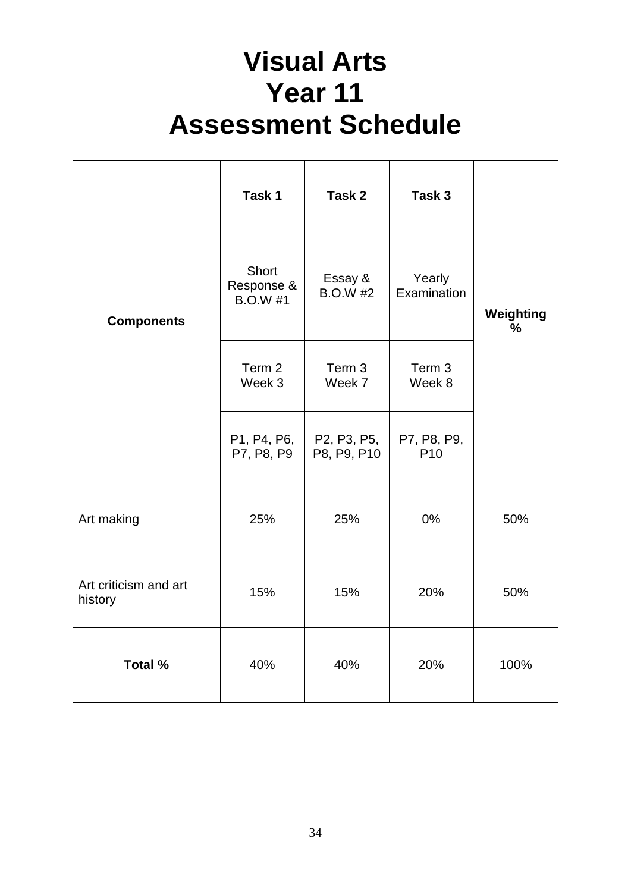# Visual Arts
# Year 11
# Assessment Schedule

| Components | Task 1 | Task 2 | Task 3 | Weighting % |
|---|---|---|---|---|
| | Short Response & B.O.W #1 | Essay & B.O.W #2 | Yearly Examination | |
| | Term 2 Week 3 | Term 3 Week 7 | Term 3 Week 8 | |
| | P1, P4, P6, P7, P8, P9 | P2, P3, P5, P8, P9, P10 | P7, P8, P9, P10 | |
| Art making | 25% | 25% | 0% | 50% |
| Art criticism and art history | 15% | 15% | 20% | 50% |
| **Total %** | 40% | 40% | 20% | 100% |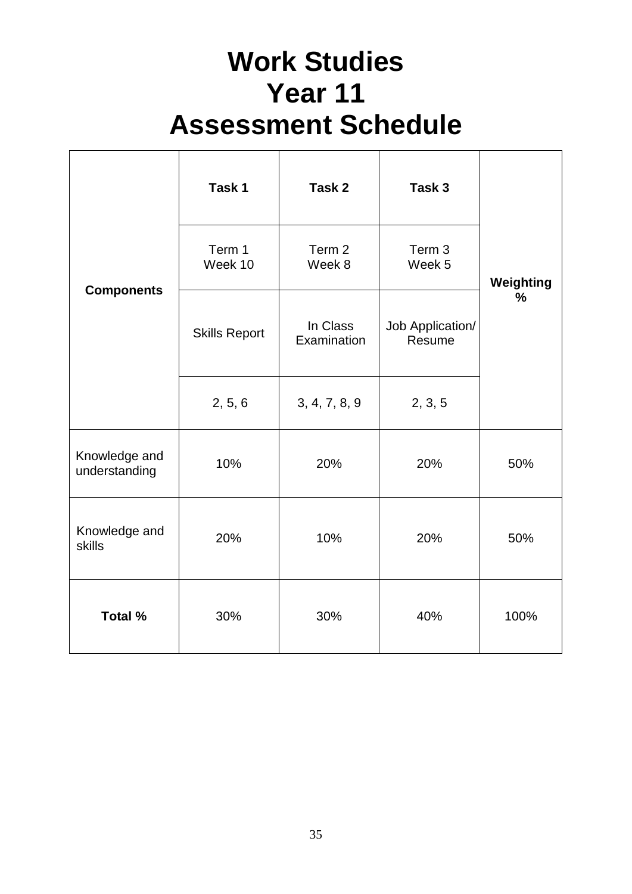# Work Studies
# Year 11
# Assessment Schedule

| **Components** | **Task 1** | **Task 2** | **Task 3** | **Weighting %** |
|---|---|---|---|---|
| | Term 1<br>Week 10 | Term 2<br>Week 8 | Term 3<br>Week 5 | |
| | Skills Report | In Class Examination | Job Application/ Resume | |
| | 2, 5, 6 | 3, 4, 7, 8, 9 | 2, 3, 5 | |
| Knowledge and understanding | 10% | 20% | 20% | 50% |
| Knowledge and skills | 20% | 10% | 20% | 50% |
| **Total %** | 30% | 30% | 40% | 100% |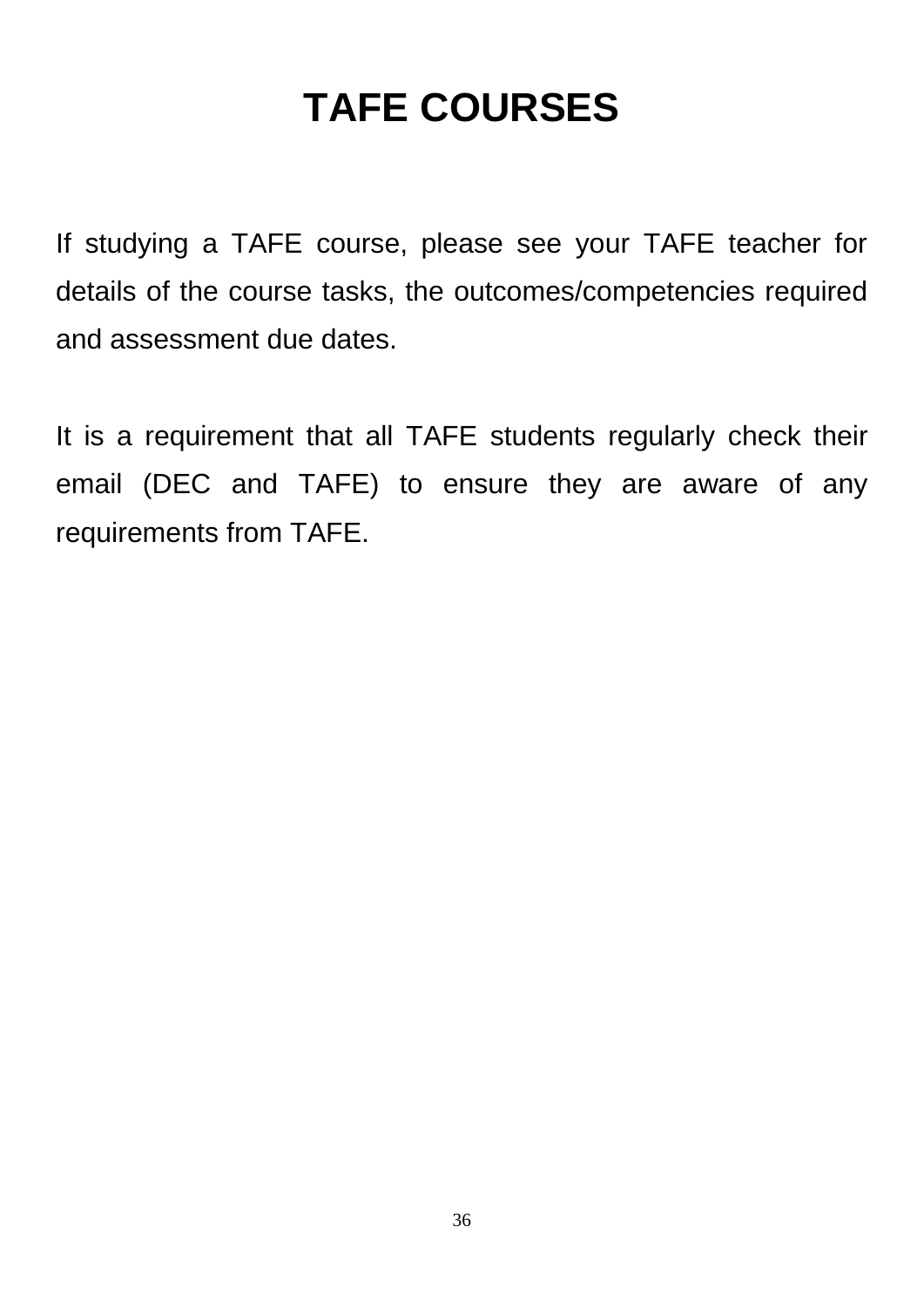# TAFE COURSES

If studying a TAFE course, please see your TAFE teacher for details of the course tasks, the outcomes/competencies required and assessment due dates.

It is a requirement that all TAFE students regularly check their email (DEC and TAFE) to ensure they are aware of any requirements from TAFE.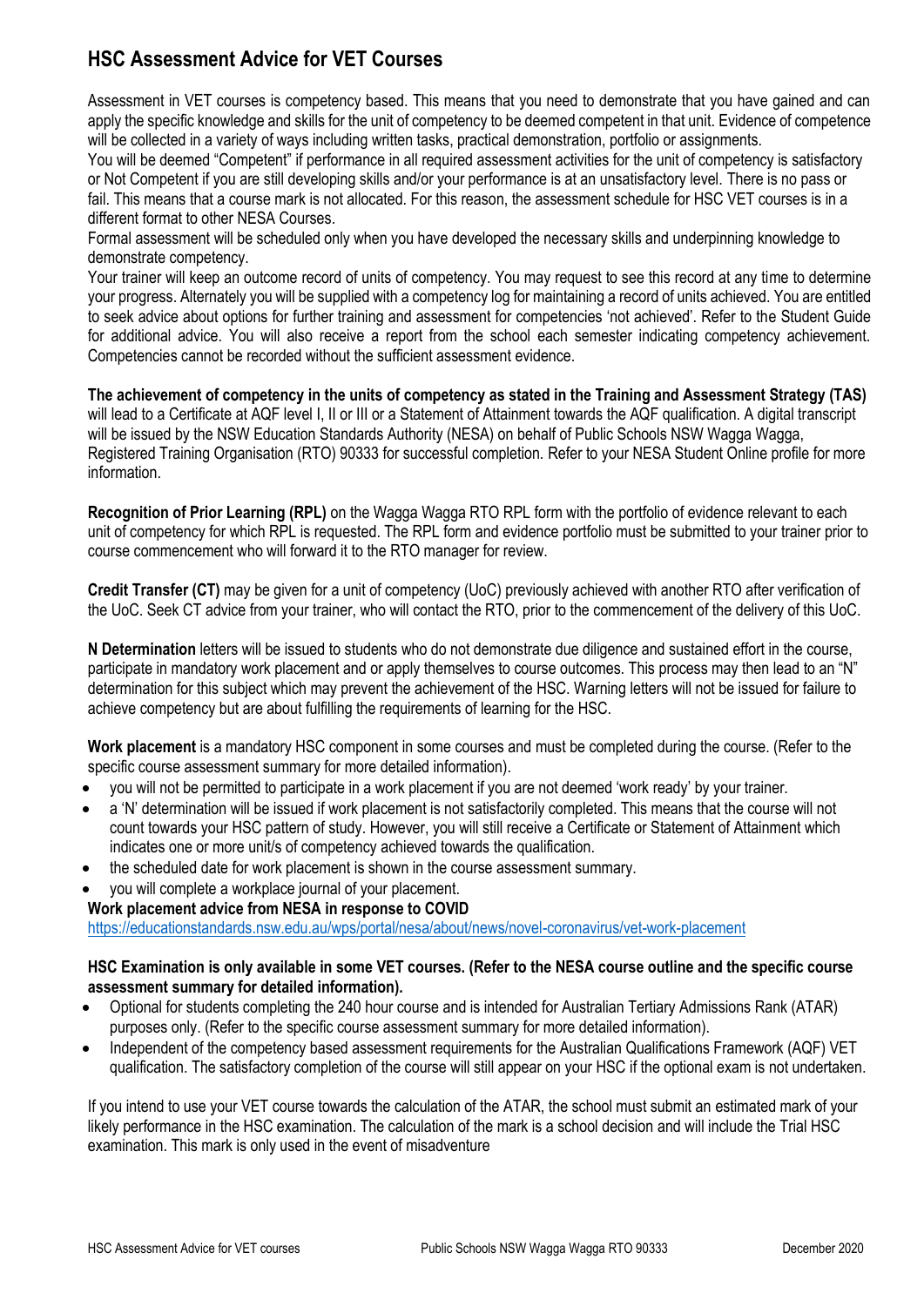## HSC Assessment Advice for VET Courses

Assessment in VET courses is competency based. This means that you need to demonstrate that you have gained and can apply the specific knowledge and skills for the unit of competency to be deemed competent in that unit. Evidence of competence will be collected in a variety of ways including written tasks, practical demonstration, portfolio or assignments.

You will be deemed "Competent" if performance in all required assessment activities for the unit of competency is satisfactory or Not Competent if you are still developing skills and/or your performance is at an unsatisfactory level. There is no pass or fail. This means that a course mark is not allocated. For this reason, the assessment schedule for HSC VET courses is in a different format to other NESA Courses.

Formal assessment will be scheduled only when you have developed the necessary skills and underpinning knowledge to demonstrate competency.

Your trainer will keep an outcome record of units of competency. You may request to see this record at any time to determine your progress. Alternately you will be supplied with a competency log for maintaining a record of units achieved. You are entitled to seek advice about options for further training and assessment for competencies 'not achieved'. Refer to the Student Guide for additional advice. You will also receive a report from the school each semester indicating competency achievement. Competencies cannot be recorded without the sufficient assessment evidence.

**The achievement of competency in the units of competency as stated in the Training and Assessment Strategy (TAS)** will lead to a Certificate at AQF level I, II or III or a Statement of Attainment towards the AQF qualification. A digital transcript will be issued by the NSW Education Standards Authority (NESA) on behalf of Public Schools NSW Wagga Wagga, Registered Training Organisation (RTO) 90333 for successful completion. Refer to your NESA Student Online profile for more information.

**Recognition of Prior Learning (RPL)** on the Wagga Wagga RTO RPL form with the portfolio of evidence relevant to each unit of competency for which RPL is requested. The RPL form and evidence portfolio must be submitted to your trainer prior to course commencement who will forward it to the RTO manager for review.

**Credit Transfer (CT)** may be given for a unit of competency (UoC) previously achieved with another RTO after verification of the UoC. Seek CT advice from your trainer, who will contact the RTO, prior to the commencement of the delivery of this UoC.

**N Determination** letters will be issued to students who do not demonstrate due diligence and sustained effort in the course, participate in mandatory work placement and or apply themselves to course outcomes. This process may then lead to an "N" determination for this subject which may prevent the achievement of the HSC. Warning letters will not be issued for failure to achieve competency but are about fulfilling the requirements of learning for the HSC.

**Work placement** is a mandatory HSC component in some courses and must be completed during the course. (Refer to the specific course assessment summary for more detailed information).

- you will not be permitted to participate in a work placement if you are not deemed 'work ready' by your trainer.
- a 'N' determination will be issued if work placement is not satisfactorily completed. This means that the course will not count towards your HSC pattern of study. However, you will still receive a Certificate or Statement of Attainment which indicates one or more unit/s of competency achieved towards the qualification.
- the scheduled date for work placement is shown in the course assessment summary.
- you will complete a workplace journal of your placement.

**Work placement advice from NESA in response to COVID**
https://educationstandards.nsw.edu.au/wps/portal/nesa/about/news/novel-coronavirus/vet-work-placement

**HSC Examination is only available in some VET courses. (Refer to the NESA course outline and the specific course assessment summary for detailed information).**

- Optional for students completing the 240 hour course and is intended for Australian Tertiary Admissions Rank (ATAR) purposes only. (Refer to the specific course assessment summary for more detailed information).
- Independent of the competency based assessment requirements for the Australian Qualifications Framework (AQF) VET qualification. The satisfactory completion of the course will still appear on your HSC if the optional exam is not undertaken.

If you intend to use your VET course towards the calculation of the ATAR, the school must submit an estimated mark of your likely performance in the HSC examination. The calculation of the mark is a school decision and will include the Trial HSC examination. This mark is only used in the event of misadventure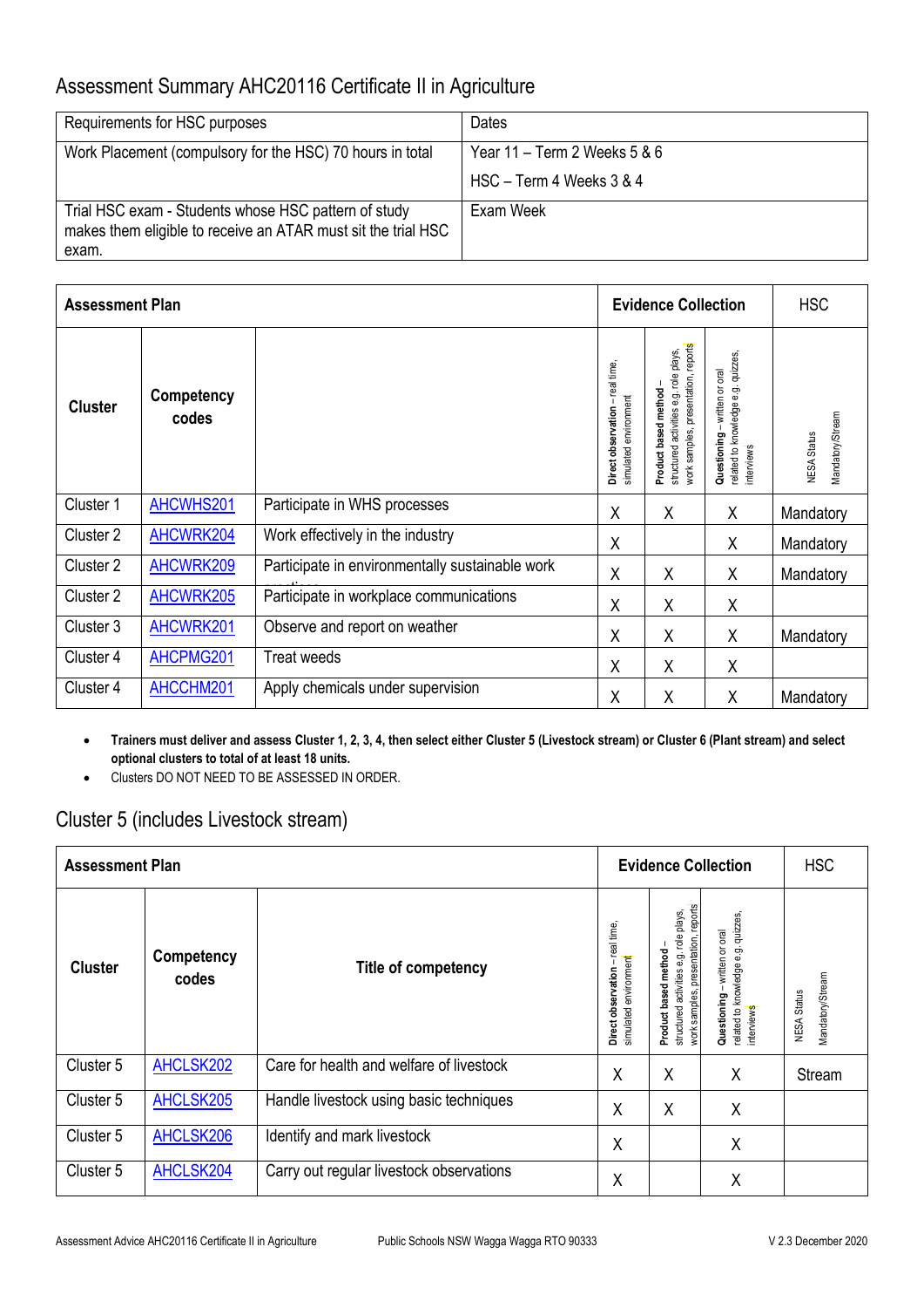## Assessment Summary AHC20116 Certificate II in Agriculture

| Requirements for HSC purposes | Dates |
|---|---|
| Work Placement (compulsory for the HSC) 70 hours in total | Year 11 – Term 2 Weeks 5 & 6<br>HSC – Term 4 Weeks 3 & 4 |
| Trial HSC exam - Students whose HSC pattern of study makes them eligible to receive an ATAR must sit the trial HSC exam. | Exam Week |

| Assessment Plan | | | Evidence Collection | | | HSC |
|---|---|---|---|---|---|---|
| Cluster | Competency codes | | **Direct observation** – real time, simulated environment | **Product based method** – structured activities e.g. role plays, work samples, presentation, reports | **Questioning** – written or oral related to knowledge e.g. quizzes, interviews | NESA Status Mandatory/Stream |
| Cluster 1 | AHCWHS201 | Participate in WHS processes | X | X | X | Mandatory |
| Cluster 2 | AHCWRK204 | Work effectively in the industry | X | | X | Mandatory |
| Cluster 2 | AHCWRK209 | Participate in environmentally sustainable work practices | X | X | X | Mandatory |
| Cluster 2 | AHCWRK205 | Participate in workplace communications | X | X | X | |
| Cluster 3 | AHCWRK201 | Observe and report on weather | X | X | X | Mandatory |
| Cluster 4 | AHCPMG201 | Treat weeds | X | X | X | |
| Cluster 4 | AHCCHM201 | Apply chemicals under supervision | X | X | X | Mandatory |

- **Trainers must deliver and assess Cluster 1, 2, 3, 4, then select either Cluster 5 (Livestock stream) or Cluster 6 (Plant stream) and select optional clusters to total of at least 18 units.**
- Clusters DO NOT NEED TO BE ASSESSED IN ORDER.

## Cluster 5 (includes Livestock stream)

| Assessment Plan | | | Evidence Collection | | | HSC |
|---|---|---|---|---|---|---|
| Cluster | Competency codes | Title of competency | **Direct observation** – real time, simulated environment | **Product based method** – structured activities e.g. role plays, work samples, presentation, reports | **Questioning** – written or oral related to knowledge e.g. quizzes, interviews | NESA Status Mandatory/Stream |
| Cluster 5 | AHCLSK202 | Care for health and welfare of livestock | X | X | X | Stream |
| Cluster 5 | AHCLSK205 | Handle livestock using basic techniques | X | X | X | |
| Cluster 5 | AHCLSK206 | Identify and mark livestock | X | | X | |
| Cluster 5 | AHCLSK204 | Carry out regular livestock observations | X | | X | |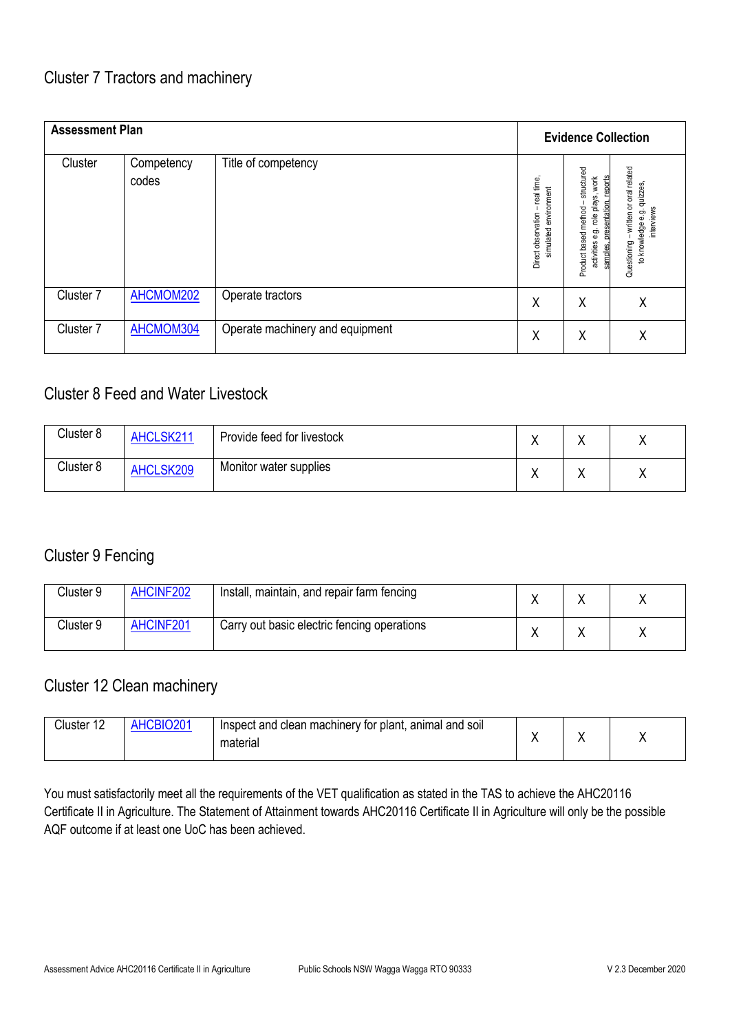## Cluster 7 Tractors and machinery

| Assessment Plan | | | Evidence Collection | | |
|---|---|---|---|---|---|
| Cluster | Competency codes | Title of competency | Direct observation – real time, simulated environment | Product based method – structured activities e.g. role plays, work samples, presentation, reports | Questioning – written or oral related to knowledge e.g. quizzes, interviews |
| Cluster 7 | AHCMOM202 | Operate tractors | X | X | X |
| Cluster 7 | AHCMOM304 | Operate machinery and equipment | X | X | X |

## Cluster 8 Feed and Water Livestock

| Cluster | Competency codes | Title of competency | Direct observation | Product based method | Questioning |
|---|---|---|---|---|---|
| Cluster 8 | AHCLSK211 | Provide feed for livestock | X | X | X |
| Cluster 8 | AHCLSK209 | Monitor water supplies | X | X | X |

## Cluster 9 Fencing

| Cluster | Competency codes | Title of competency | Direct observation | Product based method | Questioning |
|---|---|---|---|---|---|
| Cluster 9 | AHCINF202 | Install, maintain, and repair farm fencing | X | X | X |
| Cluster 9 | AHCINF201 | Carry out basic electric fencing operations | X | X | X |

## Cluster 12 Clean machinery

| Cluster | Competency codes | Title of competency | Direct observation | Product based method | Questioning |
|---|---|---|---|---|---|
| Cluster 12 | AHCBIO201 | Inspect and clean machinery for plant, animal and soil material | X | X | X |

You must satisfactorily meet all the requirements of the VET qualification as stated in the TAS to achieve the AHC20116 Certificate II in Agriculture. The Statement of Attainment towards AHC20116 Certificate II in Agriculture will only be the possible AQF outcome if at least one UoC has been achieved.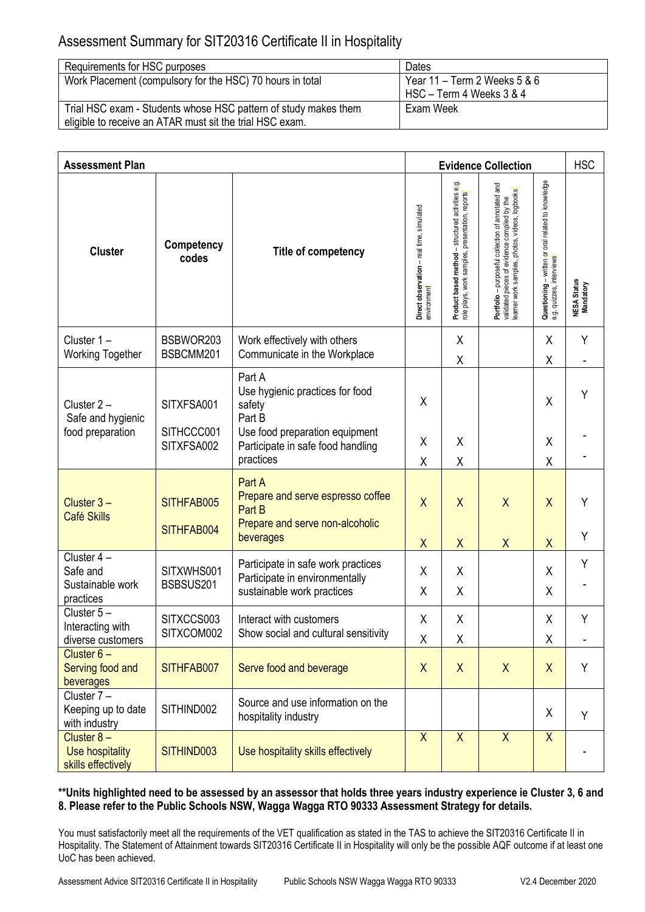# Assessment Summary for SIT20316 Certificate II in Hospitality

| Requirements for HSC purposes | Dates |
| --- | --- |
| Work Placement (compulsory for the HSC) 70 hours in total | Year 11 – Term 2 Weeks 5 & 6<br>HSC – Term 4 Weeks 3 & 4 |
| Trial HSC exam - Students whose HSC pattern of study makes them eligible to receive an ATAR must sit the trial HSC exam. | Exam Week |

| Assessment Plan | | | Evidence Collection | | | | HSC |
| --- | --- | --- | --- | --- | --- | --- | --- |
| Cluster | Competency codes | Title of competency | Direct observation – real time, simulated environment | Product based method – structured activities e.g. role plays, work samples, presentation, reports | Portfolio – purposeful collection of annotated and validated pieces of evidence compiled by the learner work samples, photos, videos, logbooks | Questioning – written or oral related to knowledge e.g. quizzes, interviews | NESA Status Mandatory |
| Cluster 1 – Working Together | BSBWOR203 | Work effectively with others | | X | | X | Y |
| | BSBCMM201 | Communicate in the Workplace | | X | | X | - |
| Cluster 2 – Safe and hygienic food preparation | SITXFSA001 | Part A Use hygienic practices for food safety | X | | | X | Y |
| | SITHCCC001 | Part B Use food preparation equipment | X | X | | X | - |
| | SITXFSA002 | Participate in safe food handling practices | X | X | | X | - |
| Cluster 3 – Café Skills | SITHFAB005 | Part A Prepare and serve espresso coffee | X | X | X | X | Y |
| | SITHFAB004 | Part B Prepare and serve non-alcoholic beverages | X | X | X | X | Y |
| Cluster 4 – Safe and Sustainable work practices | SITXWHS001 | Participate in safe work practices | X | X | | X | Y |
| | BSBSUS201 | Participate in environmentally sustainable work practices | X | X | | X | - |
| Cluster 5 – Interacting with diverse customers | SITXCCS003 | Interact with customers | X | X | | X | Y |
| | SITXCOM002 | Show social and cultural sensitivity | X | X | | X | - |
| Cluster 6 – Serving food and beverages | SITHFAB007 | Serve food and beverage | X | X | X | X | Y |
| Cluster 7 – Keeping up to date with industry | SITHIND002 | Source and use information on the hospitality industry | | | | X | Y |
| Cluster 8 – Use hospitality skills effectively | SITHIND003 | Use hospitality skills effectively | X | X | X | X | - |

**\*\*Units highlighted need to be assessed by an assessor that holds three years industry experience ie Cluster 3, 6 and 8. Please refer to the Public Schools NSW, Wagga Wagga RTO 90333 Assessment Strategy for details.**

You must satisfactorily meet all the requirements of the VET qualification as stated in the TAS to achieve the SIT20316 Certificate II in Hospitality. The Statement of Attainment towards SIT20316 Certificate II in Hospitality will only be the possible AQF outcome if at least one UoC has been achieved.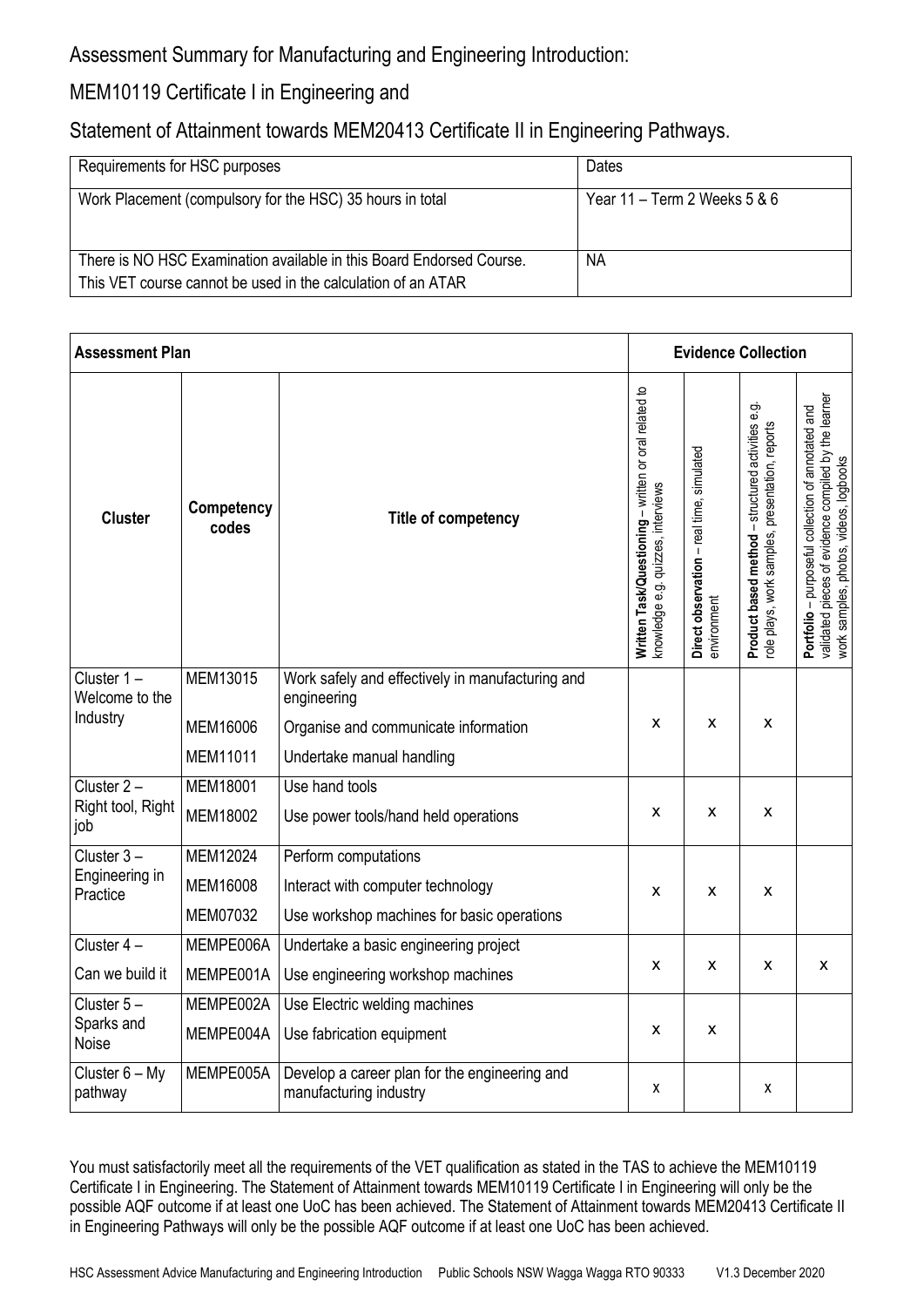Assessment Summary for Manufacturing and Engineering Introduction:

MEM10119 Certificate I in Engineering and

Statement of Attainment towards MEM20413 Certificate II in Engineering Pathways.

| Requirements for HSC purposes | Dates |
|---|---|
| Work Placement (compulsory for the HSC) 35 hours in total | Year 11 – Term 2 Weeks 5 & 6 |
| There is NO HSC Examination available in this Board Endorsed Course. This VET course cannot be used in the calculation of an ATAR | NA |

| Assessment Plan | | | Evidence Collection | | | |
|---|---|---|---|---|---|---|
| **Cluster** | **Competency codes** | **Title of competency** | **Written Task/Questioning** – written or oral related to knowledge e.g. quizzes, interviews | **Direct observation** – real time, simulated environment | **Product based method** – structured activities e.g. role plays, work samples, presentation, reports | **Portfolio** – purposeful collection of annotated and validated pieces of evidence compiled by the learner work samples, photos, videos, logbooks |
| Cluster 1 – Welcome to the Industry | MEM13015<br>MEM16006<br>MEM11011 | Work safely and effectively in manufacturing and engineering<br>Organise and communicate information<br>Undertake manual handling | x | x | x | |
| Cluster 2 – Right tool, Right job | MEM18001<br>MEM18002 | Use hand tools<br>Use power tools/hand held operations | x | x | x | |
| Cluster 3 – Engineering in Practice | MEM12024<br>MEM16008<br>MEM07032 | Perform computations<br>Interact with computer technology<br>Use workshop machines for basic operations | x | x | x | |
| Cluster 4 – Can we build it | MEMPE006A<br>MEMPE001A | Undertake a basic engineering project<br>Use engineering workshop machines | x | x | x | x |
| Cluster 5 – Sparks and Noise | MEMPE002A<br>MEMPE004A | Use Electric welding machines<br>Use fabrication equipment | x | x | | |
| Cluster 6 – My pathway | MEMPE005A | Develop a career plan for the engineering and manufacturing industry | x | | x | |

You must satisfactorily meet all the requirements of the VET qualification as stated in the TAS to achieve the MEM10119 Certificate I in Engineering. The Statement of Attainment towards MEM10119 Certificate I in Engineering will only be the possible AQF outcome if at least one UoC has been achieved. The Statement of Attainment towards MEM20413 Certificate II in Engineering Pathways will only be the possible AQF outcome if at least one UoC has been achieved.